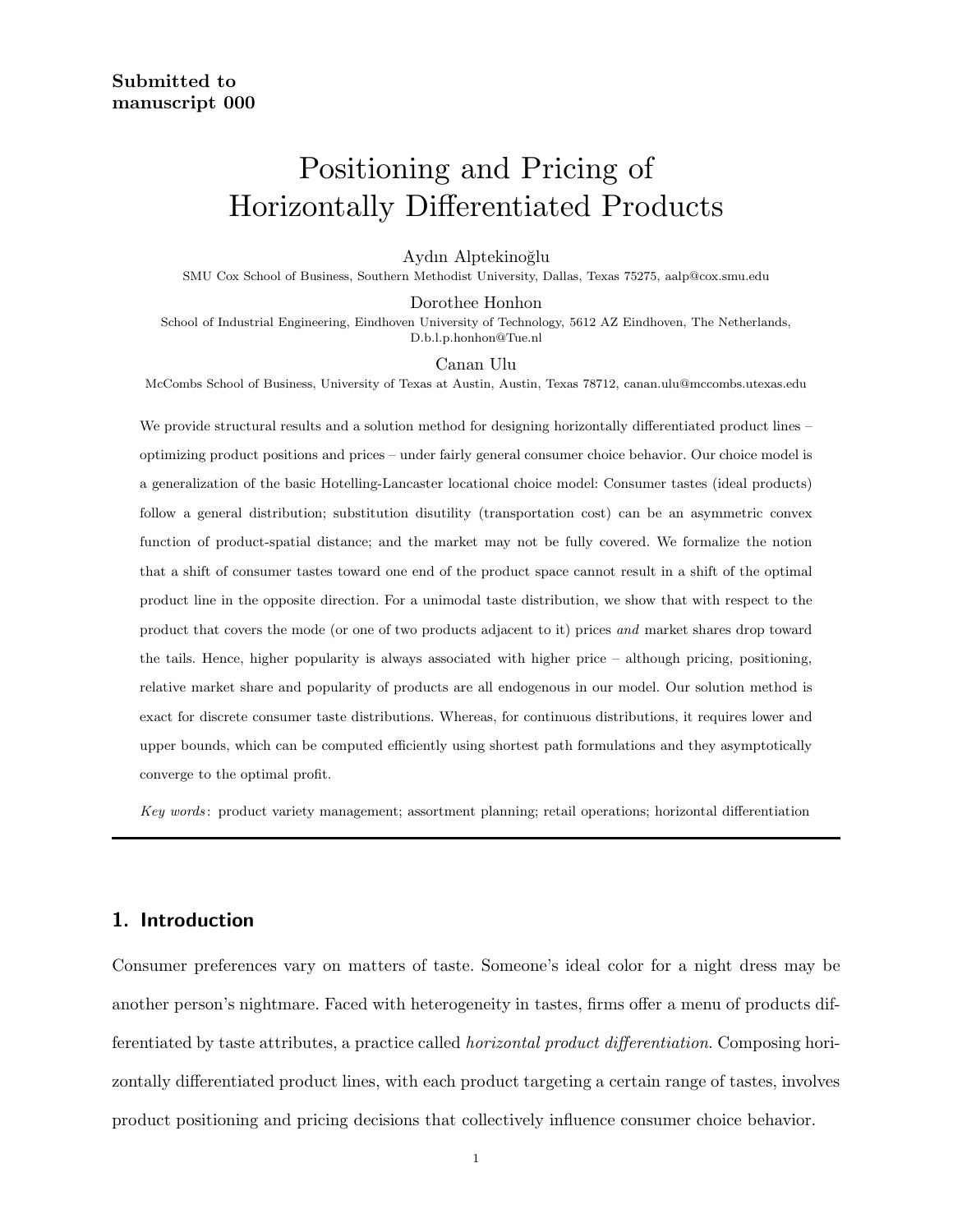**Submitted to**
**manuscript 000**

# Positioning and Pricing of Horizontally Differentiated Products

Aydın Alptekinoğlu
SMU Cox School of Business, Southern Methodist University, Dallas, Texas 75275, aalp@cox.smu.edu

Dorothee Honhon
School of Industrial Engineering, Eindhoven University of Technology, 5612 AZ Eindhoven, The Netherlands, D.b.l.p.honhon@Tue.nl

Canan Ulu
McCombs School of Business, University of Texas at Austin, Austin, Texas 78712, canan.ulu@mccombs.utexas.edu

We provide structural results and a solution method for designing horizontally differentiated product lines – optimizing product positions and prices – under fairly general consumer choice behavior. Our choice model is a generalization of the basic Hotelling-Lancaster locational choice model: Consumer tastes (ideal products) follow a general distribution; substitution disutility (transportation cost) can be an asymmetric convex function of product-spatial distance; and the market may not be fully covered. We formalize the notion that a shift of consumer tastes toward one end of the product space cannot result in a shift of the optimal product line in the opposite direction. For a unimodal taste distribution, we show that with respect to the product that covers the mode (or one of two products adjacent to it) prices *and* market shares drop toward the tails. Hence, higher popularity is always associated with higher price – although pricing, positioning, relative market share and popularity of products are all endogenous in our model. Our solution method is exact for discrete consumer taste distributions. Whereas, for continuous distributions, it requires lower and upper bounds, which can be computed efficiently using shortest path formulations and they asymptotically converge to the optimal profit.

*Key words*: product variety management; assortment planning; retail operations; horizontal differentiation

## 1. Introduction

Consumer preferences vary on matters of taste. Someone's ideal color for a night dress may be another person's nightmare. Faced with heterogeneity in tastes, firms offer a menu of products differentiated by taste attributes, a practice called *horizontal product differentiation*. Composing horizontally differentiated product lines, with each product targeting a certain range of tastes, involves product positioning and pricing decisions that collectively influence consumer choice behavior.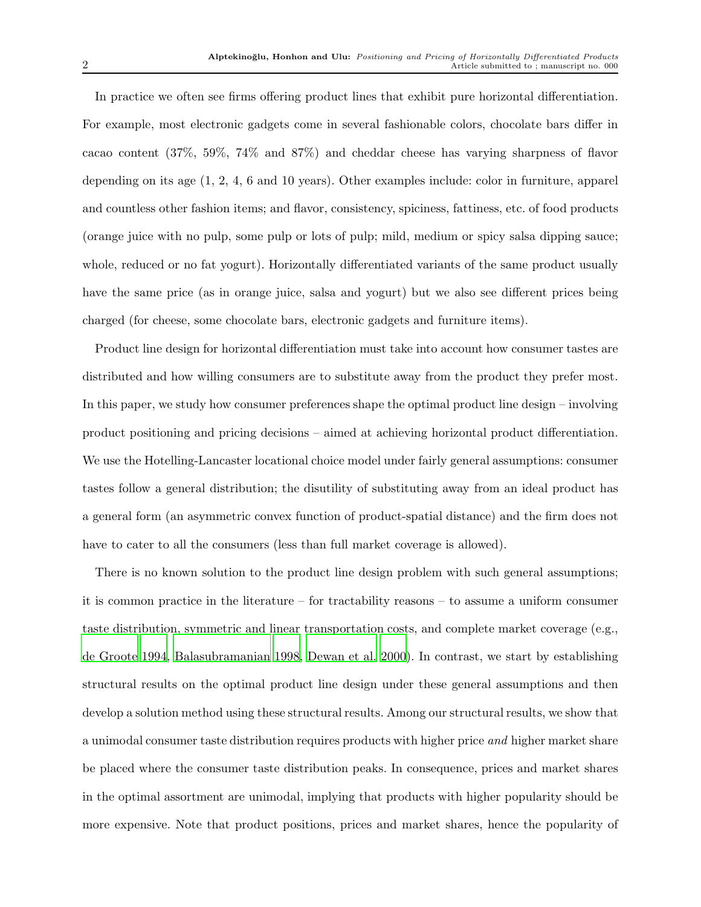In practice we often see firms offering product lines that exhibit pure horizontal differentiation. For example, most electronic gadgets come in several fashionable colors, chocolate bars differ in cacao content (37%, 59%, 74% and 87%) and cheddar cheese has varying sharpness of flavor depending on its age (1, 2, 4, 6 and 10 years). Other examples include: color in furniture, apparel and countless other fashion items; and flavor, consistency, spiciness, fattiness, etc. of food products (orange juice with no pulp, some pulp or lots of pulp; mild, medium or spicy salsa dipping sauce; whole, reduced or no fat yogurt). Horizontally differentiated variants of the same product usually have the same price (as in orange juice, salsa and yogurt) but we also see different prices being charged (for cheese, some chocolate bars, electronic gadgets and furniture items).

Product line design for horizontal differentiation must take into account how consumer tastes are distributed and how willing consumers are to substitute away from the product they prefer most. In this paper, we study how consumer preferences shape the optimal product line design – involving product positioning and pricing decisions – aimed at achieving horizontal product differentiation. We use the Hotelling-Lancaster locational choice model under fairly general assumptions: consumer tastes follow a general distribution; the disutility of substituting away from an ideal product has a general form (an asymmetric convex function of product-spatial distance) and the firm does not have to cater to all the consumers (less than full market coverage is allowed).

There is no known solution to the product line design problem with such general assumptions; it is common practice in the literature – for tractability reasons – to assume a uniform consumer taste distribution, symmetric and linear transportation costs, and complete market coverage (e.g., de Groote 1994, Balasubramanian 1998, Dewan et al. 2000). In contrast, we start by establishing structural results on the optimal product line design under these general assumptions and then develop a solution method using these structural results. Among our structural results, we show that a unimodal consumer taste distribution requires products with higher price *and* higher market share be placed where the consumer taste distribution peaks. In consequence, prices and market shares in the optimal assortment are unimodal, implying that products with higher popularity should be more expensive. Note that product positions, prices and market shares, hence the popularity of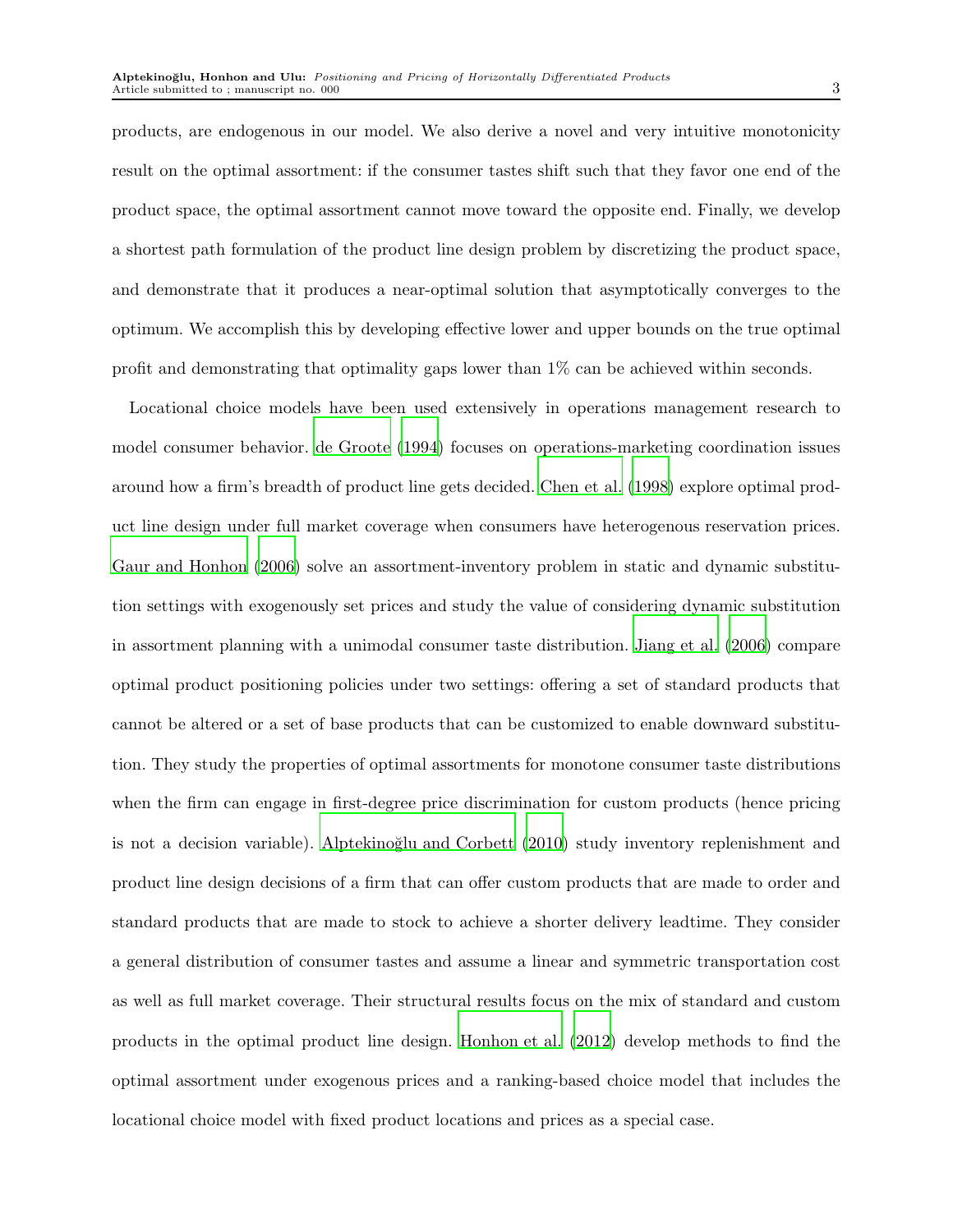products, are endogenous in our model. We also derive a novel and very intuitive monotonicity result on the optimal assortment: if the consumer tastes shift such that they favor one end of the product space, the optimal assortment cannot move toward the opposite end. Finally, we develop a shortest path formulation of the product line design problem by discretizing the product space, and demonstrate that it produces a near-optimal solution that asymptotically converges to the optimum. We accomplish this by developing effective lower and upper bounds on the true optimal profit and demonstrating that optimality gaps lower than 1% can be achieved within seconds.

Locational choice models have been used extensively in operations management research to model consumer behavior. de Groote (1994) focuses on operations-marketing coordination issues around how a firm's breadth of product line gets decided. Chen et al. (1998) explore optimal product line design under full market coverage when consumers have heterogenous reservation prices. Gaur and Honhon (2006) solve an assortment-inventory problem in static and dynamic substitution settings with exogenously set prices and study the value of considering dynamic substitution in assortment planning with a unimodal consumer taste distribution. Jiang et al. (2006) compare optimal product positioning policies under two settings: offering a set of standard products that cannot be altered or a set of base products that can be customized to enable downward substitution. They study the properties of optimal assortments for monotone consumer taste distributions when the firm can engage in first-degree price discrimination for custom products (hence pricing is not a decision variable). Alptekinoğlu and Corbett (2010) study inventory replenishment and product line design decisions of a firm that can offer custom products that are made to order and standard products that are made to stock to achieve a shorter delivery leadtime. They consider a general distribution of consumer tastes and assume a linear and symmetric transportation cost as well as full market coverage. Their structural results focus on the mix of standard and custom products in the optimal product line design. Honhon et al. (2012) develop methods to find the optimal assortment under exogenous prices and a ranking-based choice model that includes the locational choice model with fixed product locations and prices as a special case.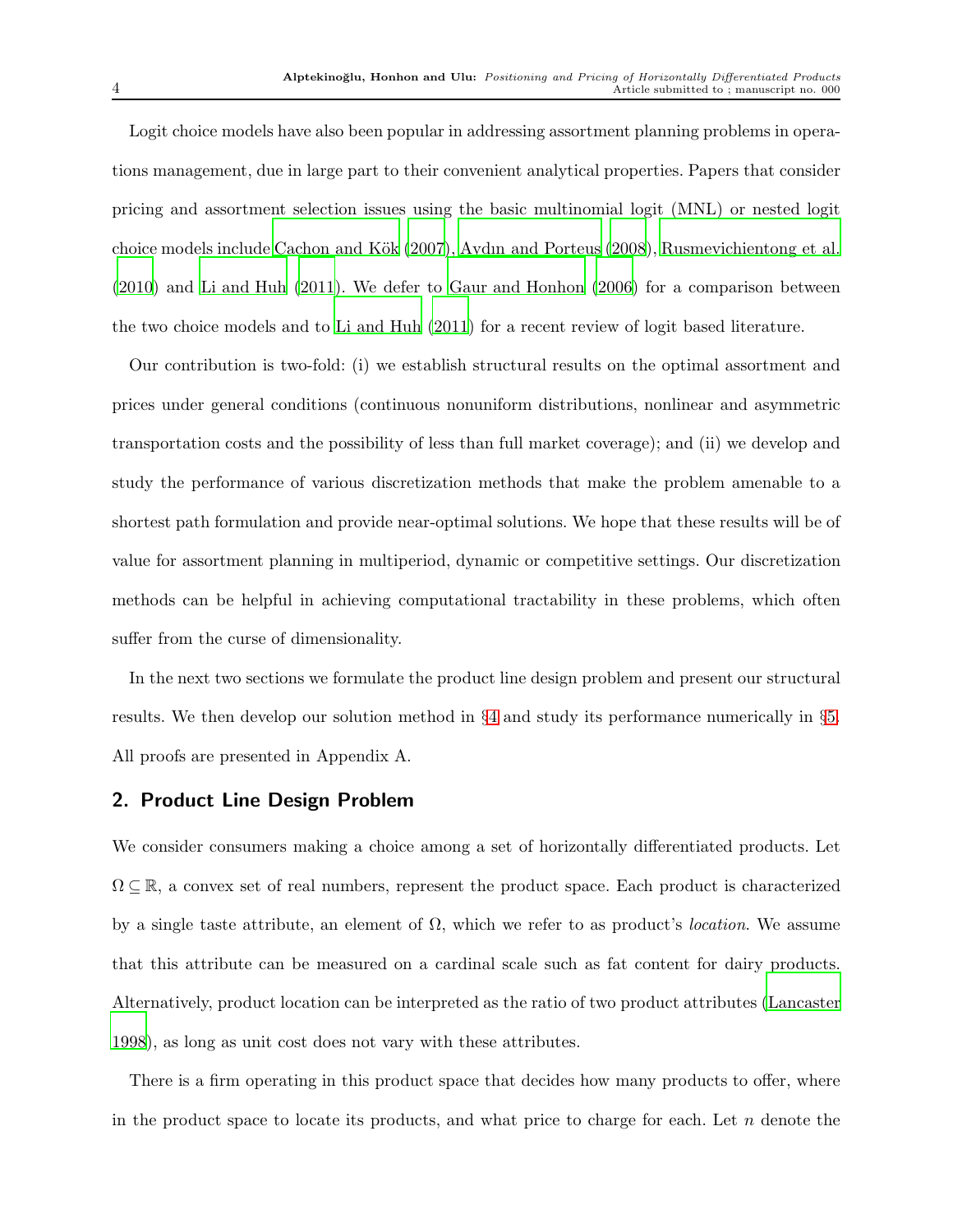Logit choice models have also been popular in addressing assortment planning problems in operations management, due in large part to their convenient analytical properties. Papers that consider pricing and assortment selection issues using the basic multinomial logit (MNL) or nested logit choice models include Cachon and Kök (2007), Aydın and Porteus (2008), Rusmevichientong et al. (2010) and Li and Huh (2011). We defer to Gaur and Honhon (2006) for a comparison between the two choice models and to Li and Huh (2011) for a recent review of logit based literature.

Our contribution is two-fold: (i) we establish structural results on the optimal assortment and prices under general conditions (continuous nonuniform distributions, nonlinear and asymmetric transportation costs and the possibility of less than full market coverage); and (ii) we develop and study the performance of various discretization methods that make the problem amenable to a shortest path formulation and provide near-optimal solutions. We hope that these results will be of value for assortment planning in multiperiod, dynamic or competitive settings. Our discretization methods can be helpful in achieving computational tractability in these problems, which often suffer from the curse of dimensionality.

In the next two sections we formulate the product line design problem and present our structural results. We then develop our solution method in §4 and study its performance numerically in §5. All proofs are presented in Appendix A.

## 2. Product Line Design Problem

We consider consumers making a choice among a set of horizontally differentiated products. Let $\Omega \subseteq \mathbb{R}$, a convex set of real numbers, represent the product space. Each product is characterized by a single taste attribute, an element of $\Omega$, which we refer to as product's *location*. We assume that this attribute can be measured on a cardinal scale such as fat content for dairy products. Alternatively, product location can be interpreted as the ratio of two product attributes (Lancaster 1998), as long as unit cost does not vary with these attributes.

There is a firm operating in this product space that decides how many products to offer, where in the product space to locate its products, and what price to charge for each. Let $n$ denote the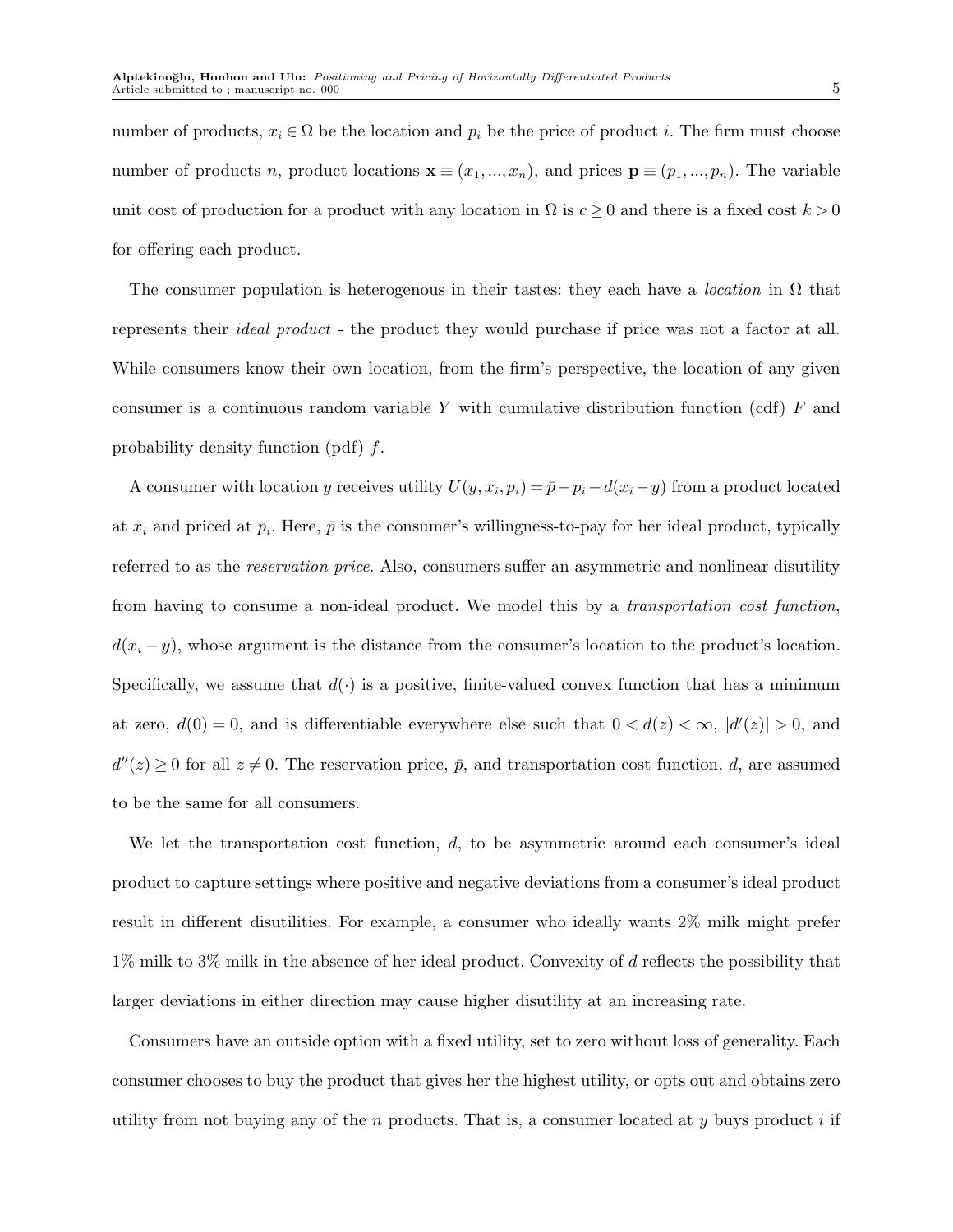number of products, $x_i \in \Omega$ be the location and $p_i$ be the price of product $i$. The firm must choose number of products $n$, product locations $\mathbf{x} \equiv (x_1, ..., x_n)$, and prices $\mathbf{p} \equiv (p_1, ..., p_n)$. The variable unit cost of production for a product with any location in $\Omega$ is $c \geq 0$ and there is a fixed cost $k > 0$ for offering each product.

The consumer population is heterogenous in their tastes: they each have a *location* in $\Omega$ that represents their *ideal product* - the product they would purchase if price was not a factor at all. While consumers know their own location, from the firm's perspective, the location of any given consumer is a continuous random variable $Y$ with cumulative distribution function (cdf) $F$ and probability density function (pdf) $f$.

A consumer with location $y$ receives utility $U(y, x_i, p_i) = \bar{p} - p_i - d(x_i - y)$ from a product located at $x_i$ and priced at $p_i$. Here, $\bar{p}$ is the consumer's willingness-to-pay for her ideal product, typically referred to as the *reservation price*. Also, consumers suffer an asymmetric and nonlinear disutility from having to consume a non-ideal product. We model this by a *transportation cost function*, $d(x_i - y)$, whose argument is the distance from the consumer's location to the product's location. Specifically, we assume that $d(\cdot)$ is a positive, finite-valued convex function that has a minimum at zero, $d(0) = 0$, and is differentiable everywhere else such that $0 < d(z) < \infty$, $|d'(z)| > 0$, and $d''(z) \geq 0$ for all $z \neq 0$. The reservation price, $\bar{p}$, and transportation cost function, $d$, are assumed to be the same for all consumers.

We let the transportation cost function, $d$, to be asymmetric around each consumer's ideal product to capture settings where positive and negative deviations from a consumer's ideal product result in different disutilities. For example, a consumer who ideally wants 2% milk might prefer 1% milk to 3% milk in the absence of her ideal product. Convexity of $d$ reflects the possibility that larger deviations in either direction may cause higher disutility at an increasing rate.

Consumers have an outside option with a fixed utility, set to zero without loss of generality. Each consumer chooses to buy the product that gives her the highest utility, or opts out and obtains zero utility from not buying any of the $n$ products. That is, a consumer located at $y$ buys product $i$ if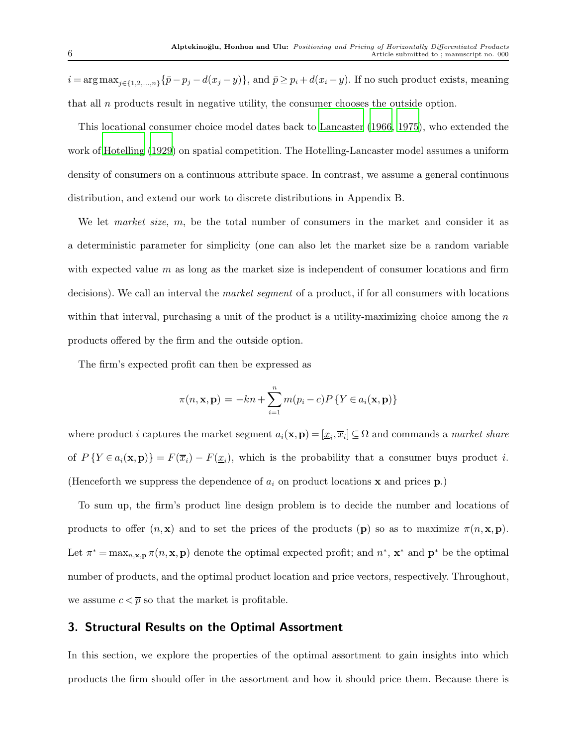$i = \arg\max_{j\in\{1,2,\ldots,n\}}\{\bar{p} - p_j - d(x_j - y)\}$, and $\bar{p} \geq p_i + d(x_i - y)$. If no such product exists, meaning that all $n$ products result in negative utility, the consumer chooses the outside option.

This locational consumer choice model dates back to Lancaster (1966, 1975), who extended the work of Hotelling (1929) on spatial competition. The Hotelling-Lancaster model assumes a uniform density of consumers on a continuous attribute space. In contrast, we assume a general continuous distribution, and extend our work to discrete distributions in Appendix B.

We let *market size*, $m$, be the total number of consumers in the market and consider it as a deterministic parameter for simplicity (one can also let the market size be a random variable with expected value $m$ as long as the market size is independent of consumer locations and firm decisions). We call an interval the *market segment* of a product, if for all consumers with locations within that interval, purchasing a unit of the product is a utility-maximizing choice among the $n$ products offered by the firm and the outside option.

The firm's expected profit can then be expressed as

$$\pi(n, \mathbf{x}, \mathbf{p}) = -kn + \sum_{i=1}^{n} m(p_i - c)P\{Y \in a_i(\mathbf{x}, \mathbf{p})\}$$

where product $i$ captures the market segment $a_i(\mathbf{x}, \mathbf{p}) = [\underline{x}_i, \overline{x}_i] \subseteq \Omega$ and commands a *market share* of $P\{Y \in a_i(\mathbf{x}, \mathbf{p})\} = F(\overline{x}_i) - F(\underline{x}_i)$, which is the probability that a consumer buys product $i$. (Henceforth we suppress the dependence of $a_i$ on product locations $\mathbf{x}$ and prices $\mathbf{p}$.)

To sum up, the firm's product line design problem is to decide the number and locations of products to offer $(n, \mathbf{x})$ and to set the prices of the products $(\mathbf{p})$ so as to maximize $\pi(n, \mathbf{x}, \mathbf{p})$. Let $\pi^* = \max_{n,\mathbf{x},\mathbf{p}} \pi(n, \mathbf{x}, \mathbf{p})$ denote the optimal expected profit; and $n^*$, $\mathbf{x}^*$ and $\mathbf{p}^*$ be the optimal number of products, and the optimal product location and price vectors, respectively. Throughout, we assume $c < \overline{p}$ so that the market is profitable.

## 3. Structural Results on the Optimal Assortment

In this section, we explore the properties of the optimal assortment to gain insights into which products the firm should offer in the assortment and how it should price them. Because there is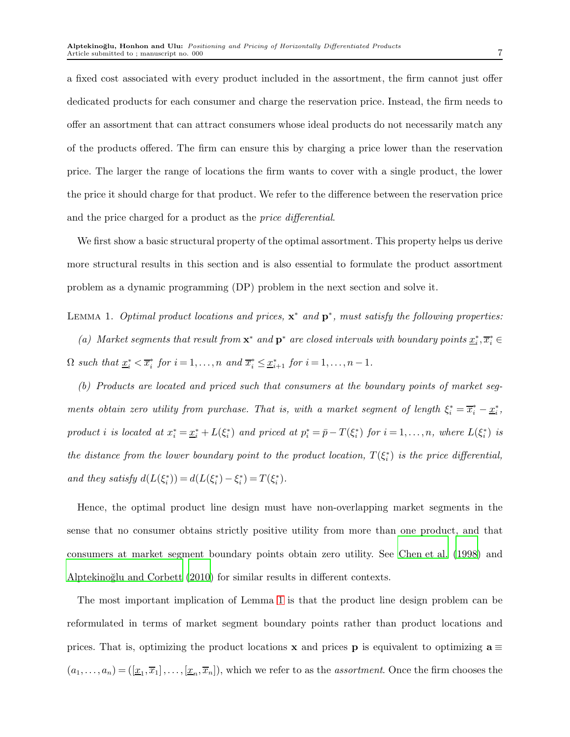a fixed cost associated with every product included in the assortment, the firm cannot just offer dedicated products for each consumer and charge the reservation price. Instead, the firm needs to offer an assortment that can attract consumers whose ideal products do not necessarily match any of the products offered. The firm can ensure this by charging a price lower than the reservation price. The larger the range of locations the firm wants to cover with a single product, the lower the price it should charge for that product. We refer to the difference between the reservation price and the price charged for a product as the *price differential*.

We first show a basic structural property of the optimal assortment. This property helps us derive more structural results in this section and is also essential to formulate the product assortment problem as a dynamic programming (DP) problem in the next section and solve it.

LEMMA 1. *Optimal product locations and prices, $\mathbf{x}^*$ and $\mathbf{p}^*$, must satisfy the following properties:*

*(a) Market segments that result from $\mathbf{x}^*$ and $\mathbf{p}^*$ are closed intervals with boundary points $\underline{x}_i^*, \overline{x}_i^* \in \Omega$ such that $\underline{x}_i^* < \overline{x}_i^*$ for $i = 1, \ldots, n$ and $\overline{x}_i^* \leq \underline{x}_{i+1}^*$ for $i = 1, \ldots, n-1$.*

*(b) Products are located and priced such that consumers at the boundary points of market segments obtain zero utility from purchase. That is, with a market segment of length $\xi_i^* = \overline{x}_i^* - \underline{x}_i^*$, product $i$ is located at $x_i^* = \underline{x}_i^* + L(\xi_i^*)$ and priced at $p_i^* = \bar{p} - T(\xi_i^*)$ for $i = 1, \ldots, n$, where $L(\xi_i^*)$ is the distance from the lower boundary point to the product location, $T(\xi_i^*)$ is the price differential, and they satisfy $d(L(\xi_i^*)) = d(L(\xi_i^*) - \xi_i^*) = T(\xi_i^*)$.*

Hence, the optimal product line design must have non-overlapping market segments in the sense that no consumer obtains strictly positive utility from more than one product, and that consumers at market segment boundary points obtain zero utility. See Chen et al. (1998) and Alptekinoğlu and Corbett (2010) for similar results in different contexts.

The most important implication of Lemma 1 is that the product line design problem can be reformulated in terms of market segment boundary points rather than product locations and prices. That is, optimizing the product locations $\mathbf{x}$ and prices $\mathbf{p}$ is equivalent to optimizing $\mathbf{a} \equiv (a_1, \ldots, a_n) = ([\underline{x}_1, \overline{x}_1], \ldots, [\underline{x}_n, \overline{x}_n])$, which we refer to as the *assortment*. Once the firm chooses the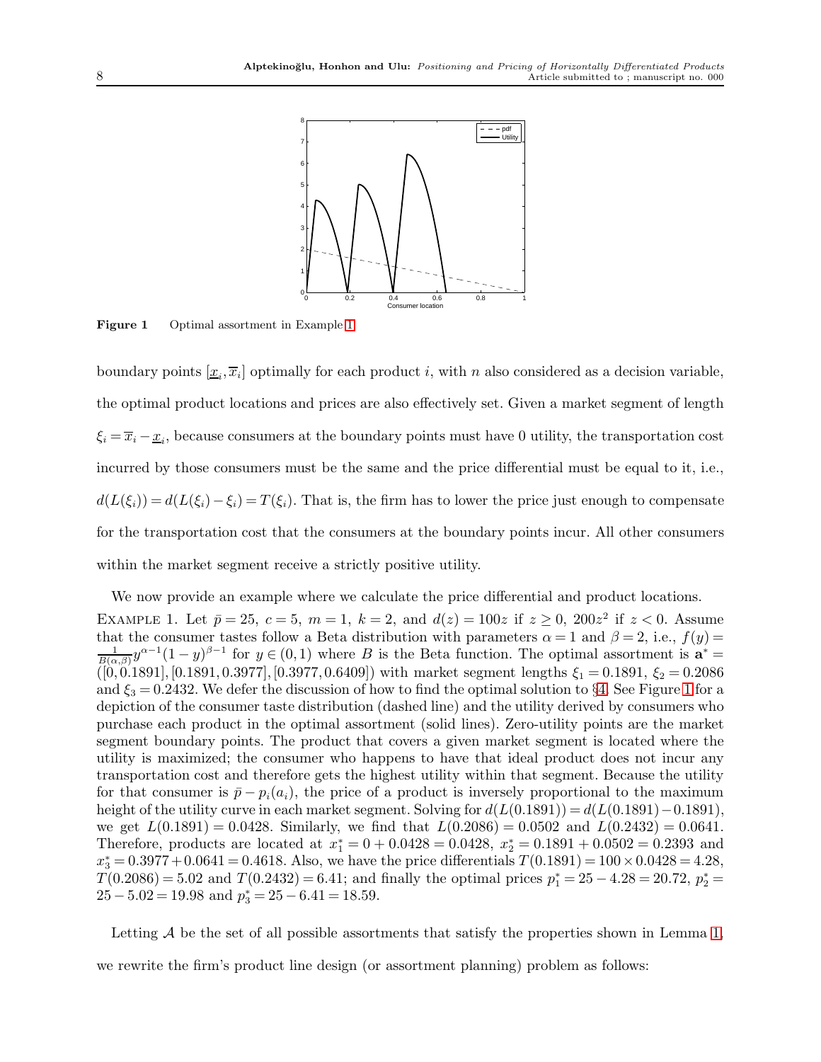Figure 1    Optimal assortment in Example 1

boundary points $[\underline{x}_i, \overline{x}_i]$ optimally for each product $i$, with $n$ also considered as a decision variable, the optimal product locations and prices are also effectively set. Given a market segment of length $\xi_i = \overline{x}_i - \underline{x}_i$, because consumers at the boundary points must have 0 utility, the transportation cost incurred by those consumers must be the same and the price differential must be equal to it, i.e., $d(L(\xi_i)) = d(L(\xi_i) - \xi_i) = T(\xi_i)$. That is, the firm has to lower the price just enough to compensate for the transportation cost that the consumers at the boundary points incur. All other consumers within the market segment receive a strictly positive utility.

We now provide an example where we calculate the price differential and product locations.

Example 1. Let $\bar{p} = 25$, $c = 5$, $m = 1$, $k = 2$, and $d(z) = 100z$ if $z \geq 0$, $200z^2$ if $z < 0$. Assume that the consumer tastes follow a Beta distribution with parameters $\alpha = 1$ and $\beta = 2$, i.e., $f(y) = \frac{1}{B(\alpha,\beta)} y^{\alpha-1}(1-y)^{\beta-1}$ for $y \in (0,1)$ where $B$ is the Beta function. The optimal assortment is $\mathbf{a}^* = ([0, 0.1891], [0.1891, 0.3977], [0.3977, 0.6409])$ with market segment lengths $\xi_1 = 0.1891$, $\xi_2 = 0.2086$ and $\xi_3 = 0.2432$. We defer the discussion of how to find the optimal solution to §4. See Figure 1 for a depiction of the consumer taste distribution (dashed line) and the utility derived by consumers who purchase each product in the optimal assortment (solid lines). Zero-utility points are the market segment boundary points. The product that covers a given market segment is located where the utility is maximized; the consumer who happens to have that ideal product does not incur any transportation cost and therefore gets the highest utility within that segment. Because the utility for that consumer is $\bar{p} - p_i(a_i)$, the price of a product is inversely proportional to the maximum height of the utility curve in each market segment. Solving for $d(L(0.1891)) = d(L(0.1891) - 0.1891)$, we get $L(0.1891) = 0.0428$. Similarly, we find that $L(0.2086) = 0.0502$ and $L(0.2432) = 0.0641$. Therefore, products are located at $x_1^* = 0 + 0.0428 = 0.0428$, $x_2^* = 0.1891 + 0.0502 = 0.2393$ and $x_3^* = 0.3977 + 0.0641 = 0.4618$. Also, we have the price differentials $T(0.1891) = 100 \times 0.0428 = 4.28$, $T(0.2086) = 5.02$ and $T(0.2432) = 6.41$; and finally the optimal prices $p_1^* = 25 - 4.28 = 20.72$, $p_2^* = 25 - 5.02 = 19.98$ and $p_3^* = 25 - 6.41 = 18.59$.

Letting $\mathcal{A}$ be the set of all possible assortments that satisfy the properties shown in Lemma 1, we rewrite the firm's product line design (or assortment planning) problem as follows: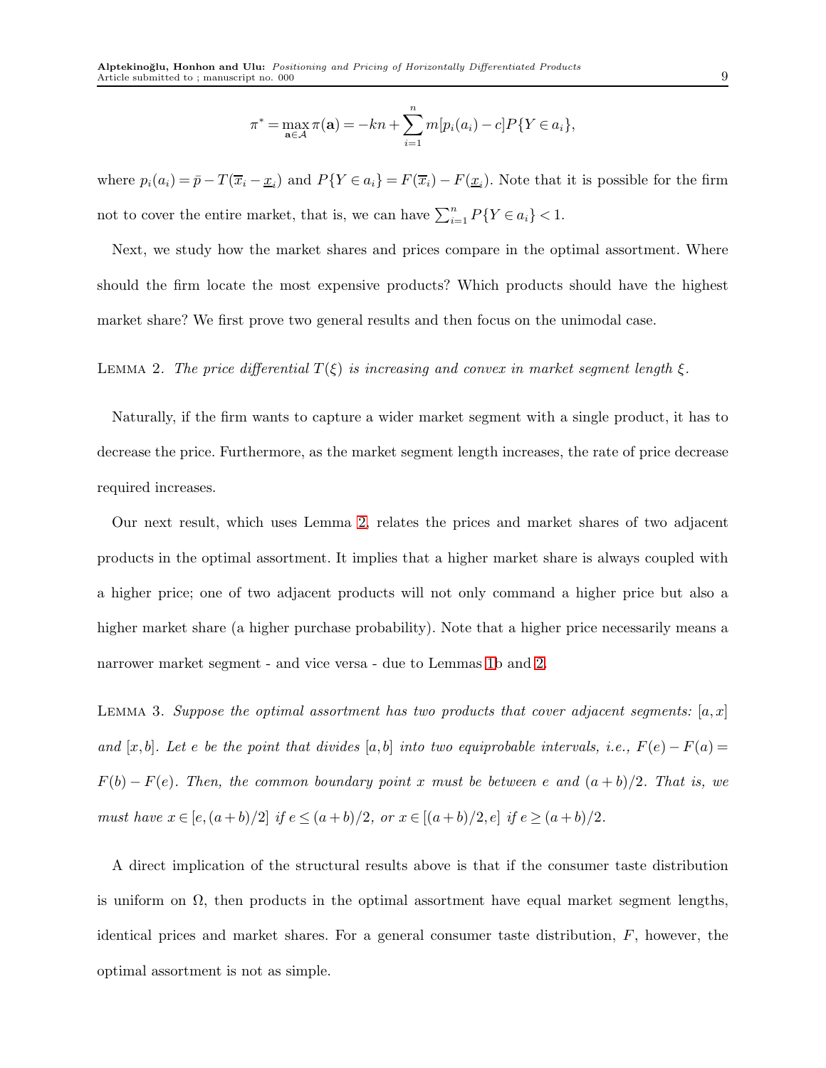$$\pi^* = \max_{\mathbf{a} \in \mathcal{A}} \pi(\mathbf{a}) = -kn + \sum_{i=1}^{n} m[p_i(a_i) - c] P\{Y \in a_i\},$$

where $p_i(a_i) = \bar{p} - T(\overline{x}_i - \underline{x}_i)$ and $P\{Y \in a_i\} = F(\overline{x}_i) - F(\underline{x}_i)$. Note that it is possible for the firm not to cover the entire market, that is, we can have $\sum_{i=1}^{n} P\{Y \in a_i\} < 1$.

Next, we study how the market shares and prices compare in the optimal assortment. Where should the firm locate the most expensive products? Which products should have the highest market share? We first prove two general results and then focus on the unimodal case.

LEMMA 2. *The price differential $T(\xi)$ is increasing and convex in market segment length $\xi$.*

Naturally, if the firm wants to capture a wider market segment with a single product, it has to decrease the price. Furthermore, as the market segment length increases, the rate of price decrease required increases.

Our next result, which uses Lemma 2, relates the prices and market shares of two adjacent products in the optimal assortment. It implies that a higher market share is always coupled with a higher price; one of two adjacent products will not only command a higher price but also a higher market share (a higher purchase probability). Note that a higher price necessarily means a narrower market segment - and vice versa - due to Lemmas 1b and 2.

LEMMA 3. *Suppose the optimal assortment has two products that cover adjacent segments: $[a, x]$ and $[x, b]$. Let $e$ be the point that divides $[a, b]$ into two equiprobable intervals, i.e., $F(e) - F(a) = F(b) - F(e)$. Then, the common boundary point $x$ must be between $e$ and $(a + b)/2$. That is, we must have $x \in [e, (a + b)/2]$ if $e \leq (a + b)/2$, or $x \in [(a + b)/2, e]$ if $e \geq (a + b)/2$.*

A direct implication of the structural results above is that if the consumer taste distribution is uniform on $\Omega$, then products in the optimal assortment have equal market segment lengths, identical prices and market shares. For a general consumer taste distribution, $F$, however, the optimal assortment is not as simple.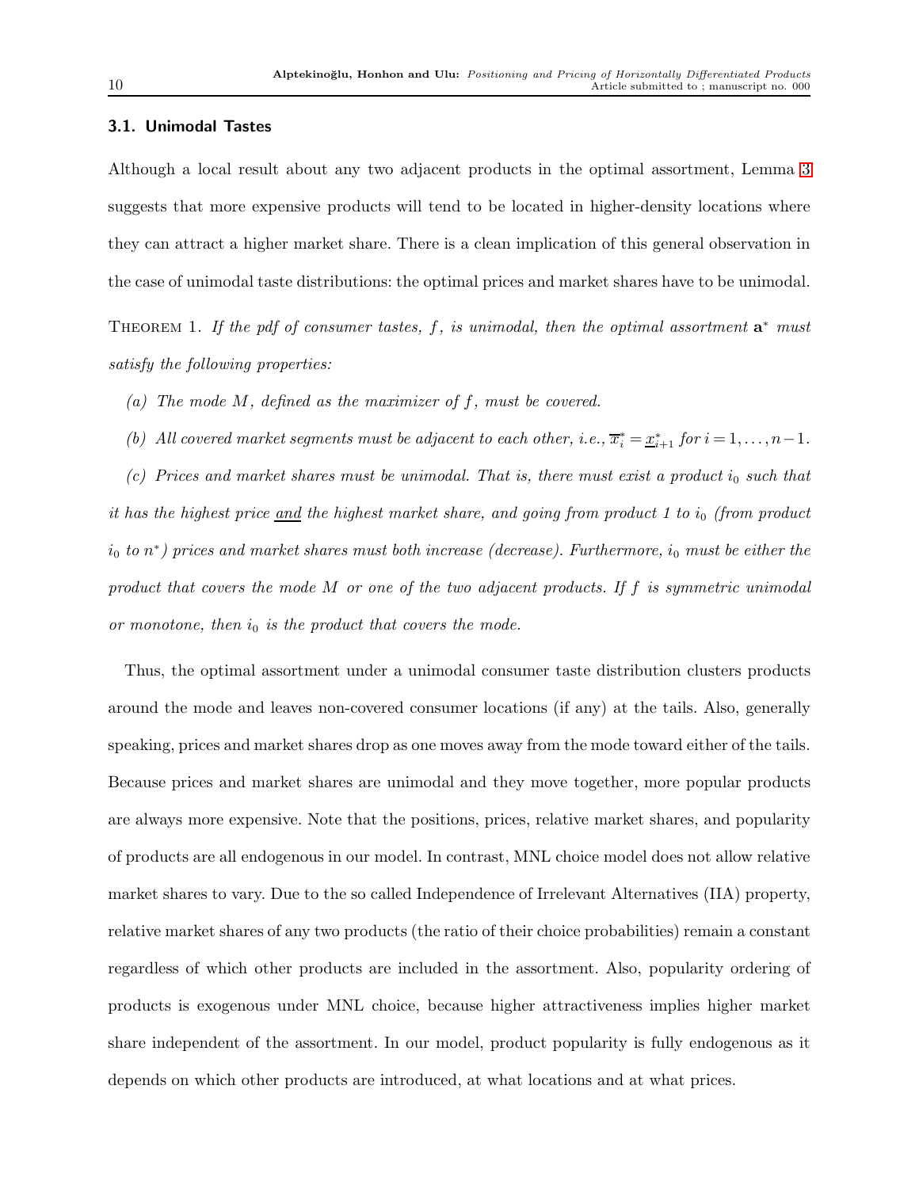### 3.1. Unimodal Tastes

Although a local result about any two adjacent products in the optimal assortment, Lemma 3 suggests that more expensive products will tend to be located in higher-density locations where they can attract a higher market share. There is a clean implication of this general observation in the case of unimodal taste distributions: the optimal prices and market shares have to be unimodal.

Theorem 1. *If the pdf of consumer tastes, $f$, is unimodal, then the optimal assortment $\mathbf{a}^*$ must satisfy the following properties:*

*(a) The mode $M$, defined as the maximizer of $f$, must be covered.*

*(b) All covered market segments must be adjacent to each other, i.e., $\overline{x}_i^* = \underline{x}_{i+1}^*$ for $i = 1, \ldots, n-1$.*

*(c) Prices and market shares must be unimodal. That is, there must exist a product $i_0$ such that it has the highest price <u>and</u> the highest market share, and going from product 1 to $i_0$ (from product $i_0$ to $n^*$) prices and market shares must both increase (decrease). Furthermore, $i_0$ must be either the product that covers the mode $M$ or one of the two adjacent products. If $f$ is symmetric unimodal or monotone, then $i_0$ is the product that covers the mode.*

Thus, the optimal assortment under a unimodal consumer taste distribution clusters products around the mode and leaves non-covered consumer locations (if any) at the tails. Also, generally speaking, prices and market shares drop as one moves away from the mode toward either of the tails. Because prices and market shares are unimodal and they move together, more popular products are always more expensive. Note that the positions, prices, relative market shares, and popularity of products are all endogenous in our model. In contrast, MNL choice model does not allow relative market shares to vary. Due to the so called Independence of Irrelevant Alternatives (IIA) property, relative market shares of any two products (the ratio of their choice probabilities) remain a constant regardless of which other products are included in the assortment. Also, popularity ordering of products is exogenous under MNL choice, because higher attractiveness implies higher market share independent of the assortment. In our model, product popularity is fully endogenous as it depends on which other products are introduced, at what locations and at what prices.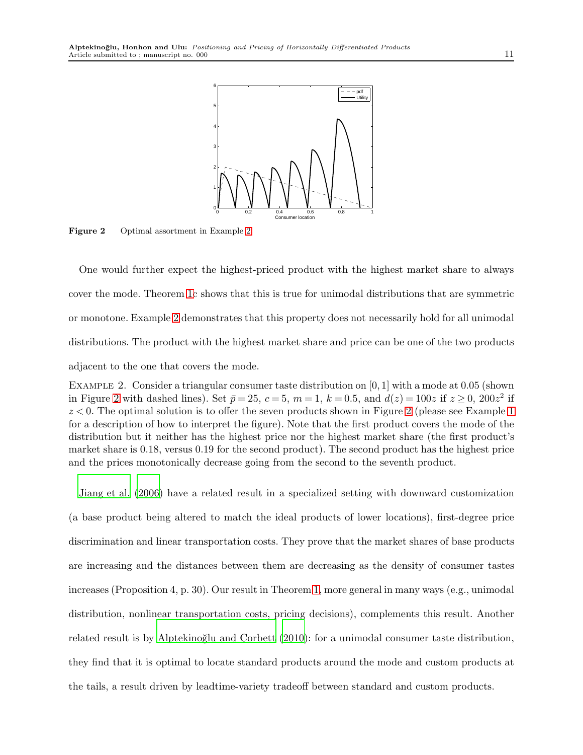**Figure 2** Optimal assortment in Example 2

One would further expect the highest-priced product with the highest market share to always cover the mode. Theorem 1c shows that this is true for unimodal distributions that are symmetric or monotone. Example 2 demonstrates that this property does not necessarily hold for all unimodal distributions. The product with the highest market share and price can be one of the two products adjacent to the one that covers the mode.

Example 2. Consider a triangular consumer taste distribution on $[0,1]$ with a mode at 0.05 (shown in Figure 2 with dashed lines). Set $\bar{p} = 25$, $c = 5$, $m = 1$, $k = 0.5$, and $d(z) = 100z$ if $z \geq 0$, $200z^2$ if $z < 0$. The optimal solution is to offer the seven products shown in Figure 2 (please see Example 1 for a description of how to interpret the figure). Note that the first product covers the mode of the distribution but it neither has the highest price nor the highest market share (the first product's market share is 0.18, versus 0.19 for the second product). The second product has the highest price and the prices monotonically decrease going from the second to the seventh product.

Jiang et al. (2006) have a related result in a specialized setting with downward customization (a base product being altered to match the ideal products of lower locations), first-degree price discrimination and linear transportation costs. They prove that the market shares of base products are increasing and the distances between them are decreasing as the density of consumer tastes increases (Proposition 4, p. 30). Our result in Theorem 1, more general in many ways (e.g., unimodal distribution, nonlinear transportation costs, pricing decisions), complements this result. Another related result is by Alptekinoğlu and Corbett (2010): for a unimodal consumer taste distribution, they find that it is optimal to locate standard products around the mode and custom products at the tails, a result driven by leadtime-variety tradeoff between standard and custom products.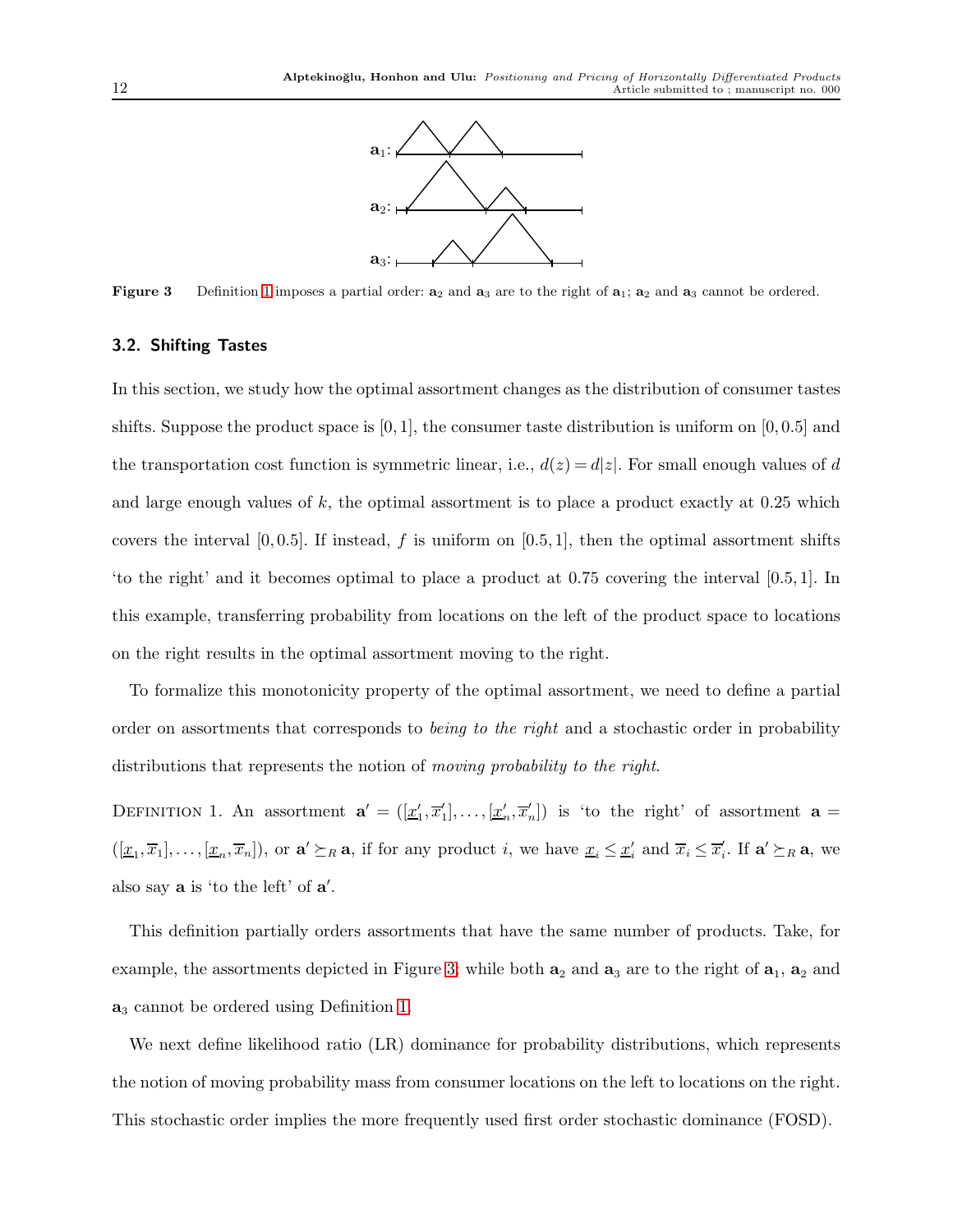Figure 3 Definition 1 imposes a partial order: $\mathbf{a}_2$ and $\mathbf{a}_3$ are to the right of $\mathbf{a}_1$; $\mathbf{a}_2$ and $\mathbf{a}_3$ cannot be ordered.

### 3.2. Shifting Tastes

In this section, we study how the optimal assortment changes as the distribution of consumer tastes shifts. Suppose the product space is $[0,1]$, the consumer taste distribution is uniform on $[0,0.5]$ and the transportation cost function is symmetric linear, i.e., $d(z) = d|z|$. For small enough values of $d$ and large enough values of $k$, the optimal assortment is to place a product exactly at 0.25 which covers the interval $[0,0.5]$. If instead, $f$ is uniform on $[0.5,1]$, then the optimal assortment shifts 'to the right' and it becomes optimal to place a product at 0.75 covering the interval $[0.5,1]$. In this example, transferring probability from locations on the left of the product space to locations on the right results in the optimal assortment moving to the right.

To formalize this monotonicity property of the optimal assortment, we need to define a partial order on assortments that corresponds to *being to the right* and a stochastic order in probability distributions that represents the notion of *moving probability to the right*.

Definition 1. An assortment $\mathbf{a}' = ([\underline{x}'_1, \overline{x}'_1], \ldots, [\underline{x}'_n, \overline{x}'_n])$ is 'to the right' of assortment $\mathbf{a} = ([\underline{x}_1, \overline{x}_1], \ldots, [\underline{x}_n, \overline{x}_n])$, or $\mathbf{a}' \succeq_R \mathbf{a}$, if for any product $i$, we have $\underline{x}_i \leq \underline{x}'_i$ and $\overline{x}_i \leq \overline{x}'_i$. If $\mathbf{a}' \succeq_R \mathbf{a}$, we also say $\mathbf{a}$ is 'to the left' of $\mathbf{a}'$.

This definition partially orders assortments that have the same number of products. Take, for example, the assortments depicted in Figure 3; while both $\mathbf{a}_2$ and $\mathbf{a}_3$ are to the right of $\mathbf{a}_1$, $\mathbf{a}_2$ and $\mathbf{a}_3$ cannot be ordered using Definition 1.

We next define likelihood ratio (LR) dominance for probability distributions, which represents the notion of moving probability mass from consumer locations on the left to locations on the right. This stochastic order implies the more frequently used first order stochastic dominance (FOSD).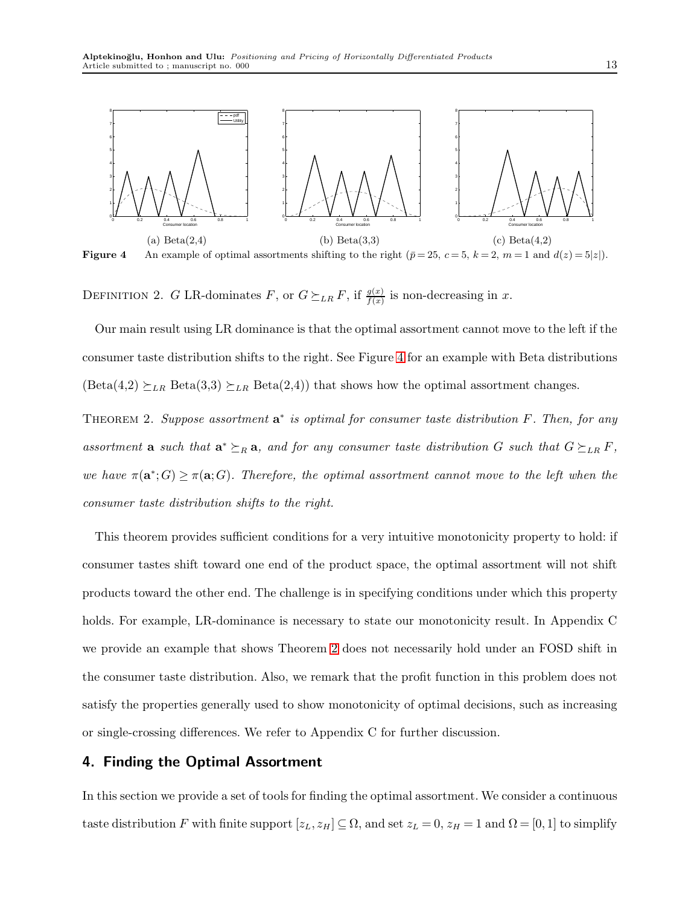(a) Beta(2,4) (b) Beta(3,3) (c) Beta(4,2)

**Figure 4** An example of optimal assortments shifting to the right ($\bar{p} = 25$, $c = 5$, $k = 2$, $m = 1$ and $d(z) = 5|z|$).

Definition 2. $G$ LR-dominates $F$, or $G \succeq_{LR} F$, if $\frac{g(x)}{f(x)}$ is non-decreasing in $x$.

Our main result using LR dominance is that the optimal assortment cannot move to the left if the consumer taste distribution shifts to the right. See Figure 4 for an example with Beta distributions (Beta(4,2) $\succeq_{LR}$ Beta(3,3) $\succeq_{LR}$ Beta(2,4)) that shows how the optimal assortment changes.

Theorem 2. *Suppose assortment $\mathbf{a}^*$ is optimal for consumer taste distribution $F$. Then, for any assortment $\mathbf{a}$ such that $\mathbf{a}^* \succeq_R \mathbf{a}$, and for any consumer taste distribution $G$ such that $G \succeq_{LR} F$, we have $\pi(\mathbf{a}^*; G) \geq \pi(\mathbf{a}; G)$. Therefore, the optimal assortment cannot move to the left when the consumer taste distribution shifts to the right.*

This theorem provides sufficient conditions for a very intuitive monotonicity property to hold: if consumer tastes shift toward one end of the product space, the optimal assortment will not shift products toward the other end. The challenge is in specifying conditions under which this property holds. For example, LR-dominance is necessary to state our monotonicity result. In Appendix C we provide an example that shows Theorem 2 does not necessarily hold under an FOSD shift in the consumer taste distribution. Also, we remark that the profit function in this problem does not satisfy the properties generally used to show monotonicity of optimal decisions, such as increasing or single-crossing differences. We refer to Appendix C for further discussion.

## 4. Finding the Optimal Assortment

In this section we provide a set of tools for finding the optimal assortment. We consider a continuous taste distribution $F$ with finite support $[z_L, z_H] \subseteq \Omega$, and set $z_L = 0$, $z_H = 1$ and $\Omega = [0, 1]$ to simplify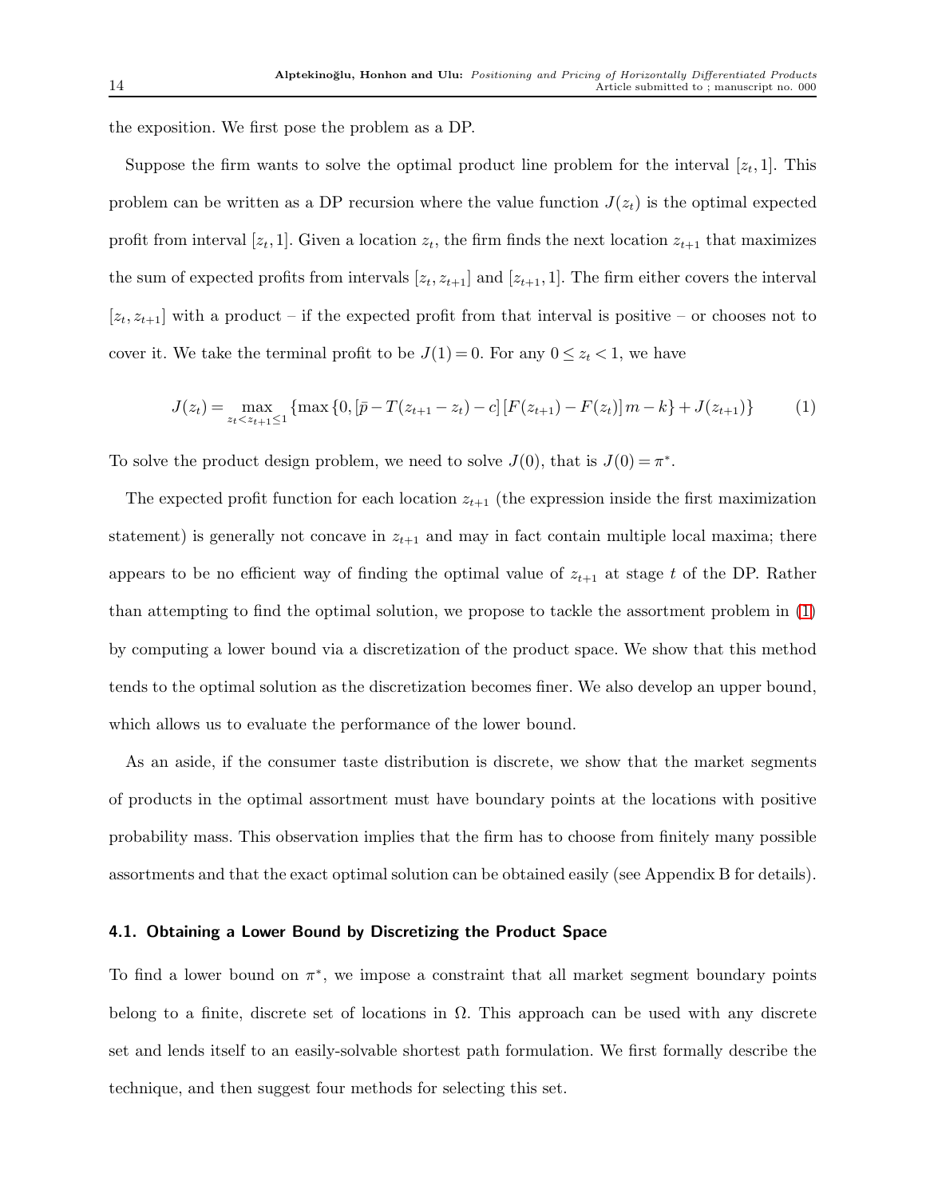the exposition. We first pose the problem as a DP.

Suppose the firm wants to solve the optimal product line problem for the interval $[z_t, 1]$. This problem can be written as a DP recursion where the value function $J(z_t)$ is the optimal expected profit from interval $[z_t, 1]$. Given a location $z_t$, the firm finds the next location $z_{t+1}$ that maximizes the sum of expected profits from intervals $[z_t, z_{t+1}]$ and $[z_{t+1}, 1]$. The firm either covers the interval $[z_t, z_{t+1}]$ with a product – if the expected profit from that interval is positive – or chooses not to cover it. We take the terminal profit to be $J(1) = 0$. For any $0 \le z_t < 1$, we have

$$J(z_t) = \max_{z_t < z_{t+1} \le 1} \left\{ \max\left\{0, \left[\bar{p} - T(z_{t+1} - z_t) - c\right]\left[F(z_{t+1}) - F(z_t)\right] m - k\right\} + J(z_{t+1}) \right\} \tag{1}$$

To solve the product design problem, we need to solve $J(0)$, that is $J(0) = \pi^*$.

The expected profit function for each location $z_{t+1}$ (the expression inside the first maximization statement) is generally not concave in $z_{t+1}$ and may in fact contain multiple local maxima; there appears to be no efficient way of finding the optimal value of $z_{t+1}$ at stage $t$ of the DP. Rather than attempting to find the optimal solution, we propose to tackle the assortment problem in (1) by computing a lower bound via a discretization of the product space. We show that this method tends to the optimal solution as the discretization becomes finer. We also develop an upper bound, which allows us to evaluate the performance of the lower bound.

As an aside, if the consumer taste distribution is discrete, we show that the market segments of products in the optimal assortment must have boundary points at the locations with positive probability mass. This observation implies that the firm has to choose from finitely many possible assortments and that the exact optimal solution can be obtained easily (see Appendix B for details).

### 4.1. Obtaining a Lower Bound by Discretizing the Product Space

To find a lower bound on $\pi^*$, we impose a constraint that all market segment boundary points belong to a finite, discrete set of locations in $\Omega$. This approach can be used with any discrete set and lends itself to an easily-solvable shortest path formulation. We first formally describe the technique, and then suggest four methods for selecting this set.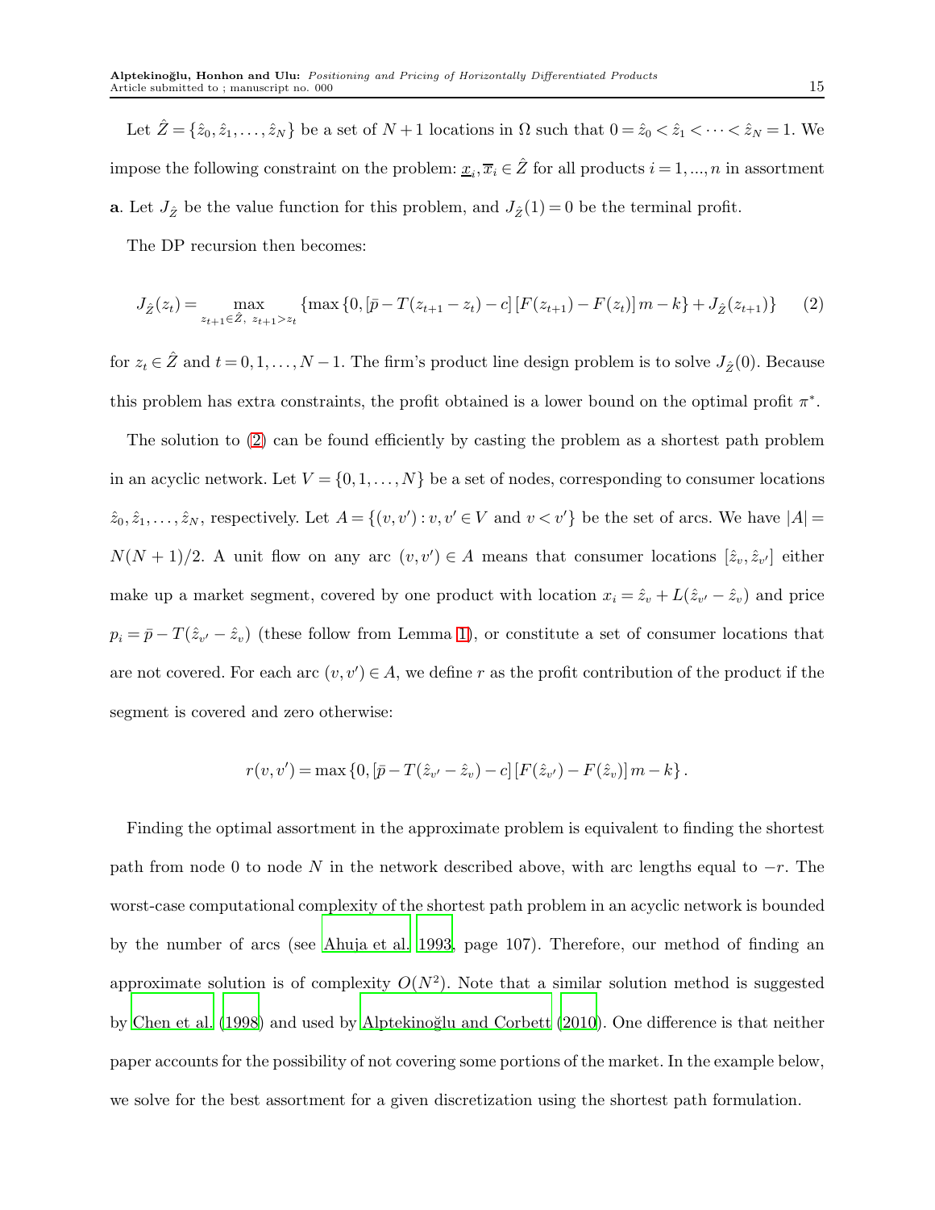Let $\hat{Z} = \{\hat{z}_0, \hat{z}_1, \ldots, \hat{z}_N\}$ be a set of $N+1$ locations in $\Omega$ such that $0 = \hat{z}_0 < \hat{z}_1 < \cdots < \hat{z}_N = 1$. We impose the following constraint on the problem: $\underline{x}_i, \overline{x}_i \in \hat{Z}$ for all products $i = 1, \ldots, n$ in assortment $\mathbf{a}$. Let $J_{\hat{Z}}$ be the value function for this problem, and $J_{\hat{Z}}(1) = 0$ be the terminal profit.

The DP recursion then becomes:

$$J_{\hat{Z}}(z_t) = \max_{z_{t+1} \in \hat{Z},\ z_{t+1} > z_t} \left\{ \max\left\{0, \left[\bar{p} - T(z_{t+1} - z_t) - c\right]\left[F(z_{t+1}) - F(z_t)\right] m - k\right\} + J_{\hat{Z}}(z_{t+1}) \right\} \qquad (2)$$

for $z_t \in \hat{Z}$ and $t = 0, 1, \ldots, N-1$. The firm's product line design problem is to solve $J_{\hat{Z}}(0)$. Because this problem has extra constraints, the profit obtained is a lower bound on the optimal profit $\pi^*$.

The solution to (2) can be found efficiently by casting the problem as a shortest path problem in an acyclic network. Let $V = \{0, 1, \ldots, N\}$ be a set of nodes, corresponding to consumer locations $\hat{z}_0, \hat{z}_1, \ldots, \hat{z}_N$, respectively. Let $A = \{(v, v') : v, v' \in V \text{ and } v < v'\}$ be the set of arcs. We have $|A| = N(N+1)/2$. A unit flow on any arc $(v, v') \in A$ means that consumer locations $[\hat{z}_v, \hat{z}_{v'}]$ either make up a market segment, covered by one product with location $x_i = \hat{z}_v + L(\hat{z}_{v'} - \hat{z}_v)$ and price $p_i = \bar{p} - T(\hat{z}_{v'} - \hat{z}_v)$ (these follow from Lemma 1), or constitute a set of consumer locations that are not covered. For each arc $(v, v') \in A$, we define $r$ as the profit contribution of the product if the segment is covered and zero otherwise:

$$r(v, v') = \max\left\{0, \left[\bar{p} - T(\hat{z}_{v'} - \hat{z}_v) - c\right]\left[F(\hat{z}_{v'}) - F(\hat{z}_v)\right] m - k\right\}.$$

Finding the optimal assortment in the approximate problem is equivalent to finding the shortest path from node 0 to node $N$ in the network described above, with arc lengths equal to $-r$. The worst-case computational complexity of the shortest path problem in an acyclic network is bounded by the number of arcs (see Ahuja et al. 1993, page 107). Therefore, our method of finding an approximate solution is of complexity $O(N^2)$. Note that a similar solution method is suggested by Chen et al. (1998) and used by Alptekinoğlu and Corbett (2010). One difference is that neither paper accounts for the possibility of not covering some portions of the market. In the example below, we solve for the best assortment for a given discretization using the shortest path formulation.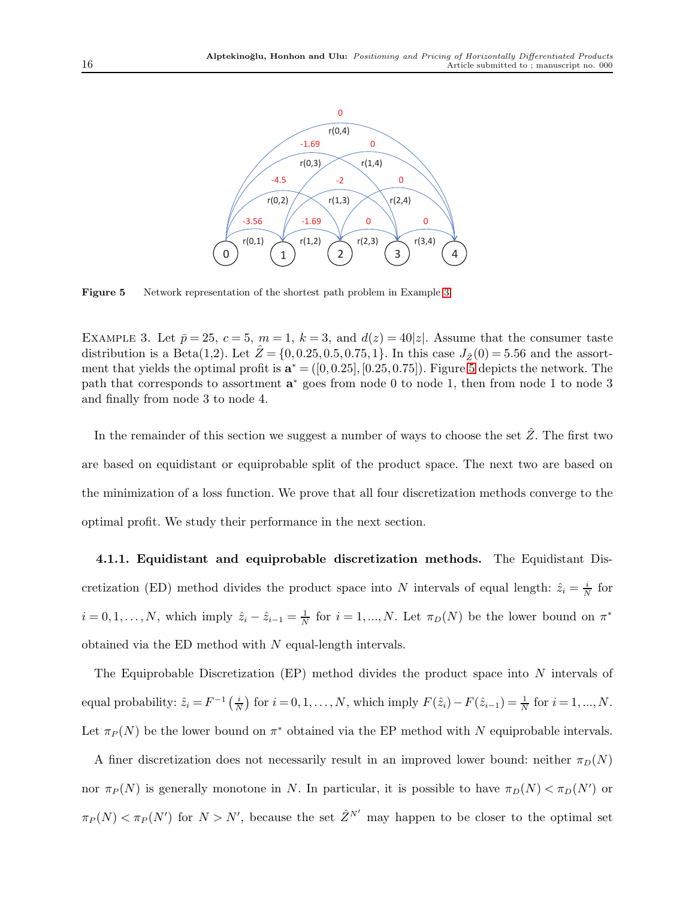**Figure 5** Network representation of the shortest path problem in Example 3

Example 3. Let $\bar{p} = 25$, $c = 5$, $m = 1$, $k = 3$, and $d(z) = 40|z|$. Assume that the consumer taste distribution is a Beta(1,2). Let $\hat{Z} = \{0, 0.25, 0.5, 0.75, 1\}$. In this case $J_{\hat{Z}}(0) = 5.56$ and the assortment that yields the optimal profit is $\mathbf{a}^* = ([0, 0.25], [0.25, 0.75])$. Figure 5 depicts the network. The path that corresponds to assortment $\mathbf{a}^*$ goes from node 0 to node 1, then from node 1 to node 3 and finally from node 3 to node 4.

In the remainder of this section we suggest a number of ways to choose the set $\hat{Z}$. The first two are based on equidistant or equiprobable split of the product space. The next two are based on the minimization of a loss function. We prove that all four discretization methods converge to the optimal profit. We study their performance in the next section.

**4.1.1. Equidistant and equiprobable discretization methods.** The Equidistant Discretization (ED) method divides the product space into $N$ intervals of equal length: $\hat{z}_i = \frac{i}{N}$ for $i = 0, 1, \ldots, N$, which imply $\hat{z}_i - \hat{z}_{i-1} = \frac{1}{N}$ for $i = 1, ..., N$. Let $\pi_D(N)$ be the lower bound on $\pi^*$ obtained via the ED method with $N$ equal-length intervals.

The Equiprobable Discretization (EP) method divides the product space into $N$ intervals of equal probability: $\hat{z}_i = F^{-1}\left(\frac{i}{N}\right)$ for $i = 0, 1, \ldots, N$, which imply $F(\hat{z}_i) - F(\hat{z}_{i-1}) = \frac{1}{N}$ for $i = 1, ..., N$. Let $\pi_P(N)$ be the lower bound on $\pi^*$ obtained via the EP method with $N$ equiprobable intervals.

A finer discretization does not necessarily result in an improved lower bound: neither $\pi_D(N)$ nor $\pi_P(N)$ is generally monotone in $N$. In particular, it is possible to have $\pi_D(N) < \pi_D(N')$ or $\pi_P(N) < \pi_P(N')$ for $N > N'$, because the set $\hat{Z}^{N'}$ may happen to be closer to the optimal set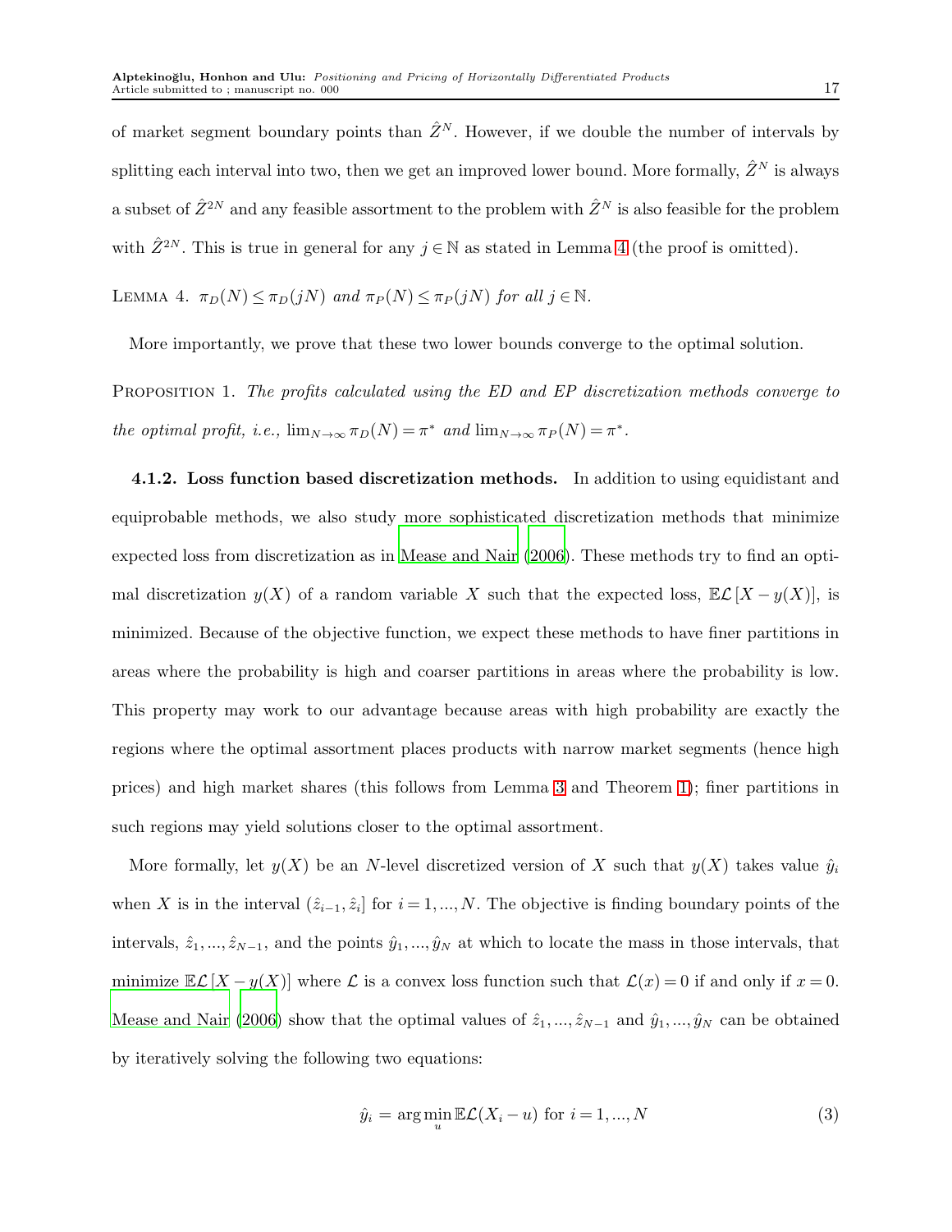of market segment boundary points than $\hat{Z}^N$. However, if we double the number of intervals by splitting each interval into two, then we get an improved lower bound. More formally, $\hat{Z}^N$ is always a subset of $\hat{Z}^{2N}$ and any feasible assortment to the problem with $\hat{Z}^N$ is also feasible for the problem with $\hat{Z}^{2N}$. This is true in general for any $j \in \mathbb{N}$ as stated in Lemma 4 (the proof is omitted).

Lemma 4. *$\pi_D(N) \leq \pi_D(jN)$ and $\pi_P(N) \leq \pi_P(jN)$ for all $j \in \mathbb{N}$.*

More importantly, we prove that these two lower bounds converge to the optimal solution.

Proposition 1. *The profits calculated using the ED and EP discretization methods converge to the optimal profit, i.e., $\lim_{N\to\infty} \pi_D(N) = \pi^*$ and $\lim_{N\to\infty} \pi_P(N) = \pi^*$.*

**4.1.2. Loss function based discretization methods.** In addition to using equidistant and equiprobable methods, we also study more sophisticated discretization methods that minimize expected loss from discretization as in Mease and Nair (2006). These methods try to find an optimal discretization $y(X)$ of a random variable $X$ such that the expected loss, $\mathbb{E}\mathcal{L}[X - y(X)]$, is minimized. Because of the objective function, we expect these methods to have finer partitions in areas where the probability is high and coarser partitions in areas where the probability is low. This property may work to our advantage because areas with high probability are exactly the regions where the optimal assortment places products with narrow market segments (hence high prices) and high market shares (this follows from Lemma 3 and Theorem 1); finer partitions in such regions may yield solutions closer to the optimal assortment.

More formally, let $y(X)$ be an $N$-level discretized version of $X$ such that $y(X)$ takes value $\hat{y}_i$ when $X$ is in the interval $(\hat{z}_{i-1}, \hat{z}_i]$ for $i = 1, ..., N$. The objective is finding boundary points of the intervals, $\hat{z}_1, ..., \hat{z}_{N-1}$, and the points $\hat{y}_1, ..., \hat{y}_N$ at which to locate the mass in those intervals, that minimize $\mathbb{E}\mathcal{L}[X - y(X)]$ where $\mathcal{L}$ is a convex loss function such that $\mathcal{L}(x) = 0$ if and only if $x = 0$. Mease and Nair (2006) show that the optimal values of $\hat{z}_1, ..., \hat{z}_{N-1}$ and $\hat{y}_1, ..., \hat{y}_N$ can be obtained by iteratively solving the following two equations:

$$\hat{y}_i = \arg\min_u \mathbb{E}\mathcal{L}(X_i - u) \text{ for } i = 1, ..., N \tag{3}$$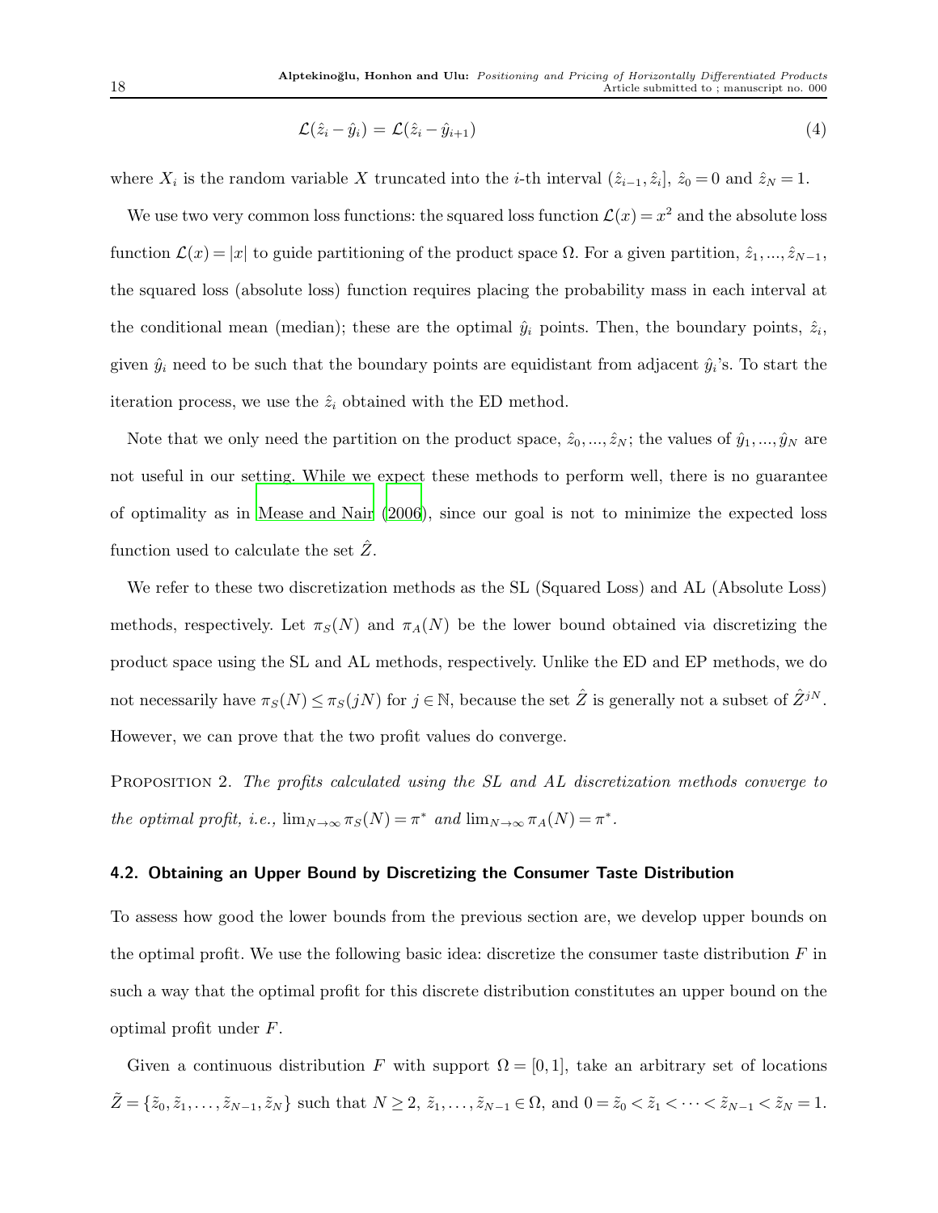$$\mathcal{L}(\hat{z}_i - \hat{y}_i) = \mathcal{L}(\hat{z}_i - \hat{y}_{i+1}) \tag{4}$$

where $X_i$ is the random variable $X$ truncated into the $i$-th interval $(\hat{z}_{i-1}, \hat{z}_i]$, $\hat{z}_0 = 0$ and $\hat{z}_N = 1$.

We use two very common loss functions: the squared loss function $\mathcal{L}(x) = x^2$ and the absolute loss function $\mathcal{L}(x) = |x|$ to guide partitioning of the product space $\Omega$. For a given partition, $\hat{z}_1, ..., \hat{z}_{N-1}$, the squared loss (absolute loss) function requires placing the probability mass in each interval at the conditional mean (median); these are the optimal $\hat{y}_i$ points. Then, the boundary points, $\hat{z}_i$, given $\hat{y}_i$ need to be such that the boundary points are equidistant from adjacent $\hat{y}_i$'s. To start the iteration process, we use the $\hat{z}_i$ obtained with the ED method.

Note that we only need the partition on the product space, $\hat{z}_0, ..., \hat{z}_N$; the values of $\hat{y}_1, ..., \hat{y}_N$ are not useful in our setting. While we expect these methods to perform well, there is no guarantee of optimality as in Mease and Nair (2006), since our goal is not to minimize the expected loss function used to calculate the set $\hat{Z}$.

We refer to these two discretization methods as the SL (Squared Loss) and AL (Absolute Loss) methods, respectively. Let $\pi_S(N)$ and $\pi_A(N)$ be the lower bound obtained via discretizing the product space using the SL and AL methods, respectively. Unlike the ED and EP methods, we do not necessarily have $\pi_S(N) \leq \pi_S(jN)$ for $j \in \mathbb{N}$, because the set $\hat{Z}$ is generally not a subset of $\hat{Z}^{jN}$. However, we can prove that the two profit values do converge.

Proposition 2. *The profits calculated using the SL and AL discretization methods converge to the optimal profit, i.e.,* $\lim_{N\to\infty} \pi_S(N) = \pi^*$ *and* $\lim_{N\to\infty} \pi_A(N) = \pi^*$.

### 4.2. Obtaining an Upper Bound by Discretizing the Consumer Taste Distribution

To assess how good the lower bounds from the previous section are, we develop upper bounds on the optimal profit. We use the following basic idea: discretize the consumer taste distribution $F$ in such a way that the optimal profit for this discrete distribution constitutes an upper bound on the optimal profit under $F$.

Given a continuous distribution $F$ with support $\Omega = [0, 1]$, take an arbitrary set of locations $\tilde{Z} = \{\tilde{z}_0, \tilde{z}_1, \ldots, \tilde{z}_{N-1}, \tilde{z}_N\}$ such that $N \geq 2$, $\tilde{z}_1, \ldots, \tilde{z}_{N-1} \in \Omega$, and $0 = \tilde{z}_0 < \tilde{z}_1 < \cdots < \tilde{z}_{N-1} < \tilde{z}_N = 1$.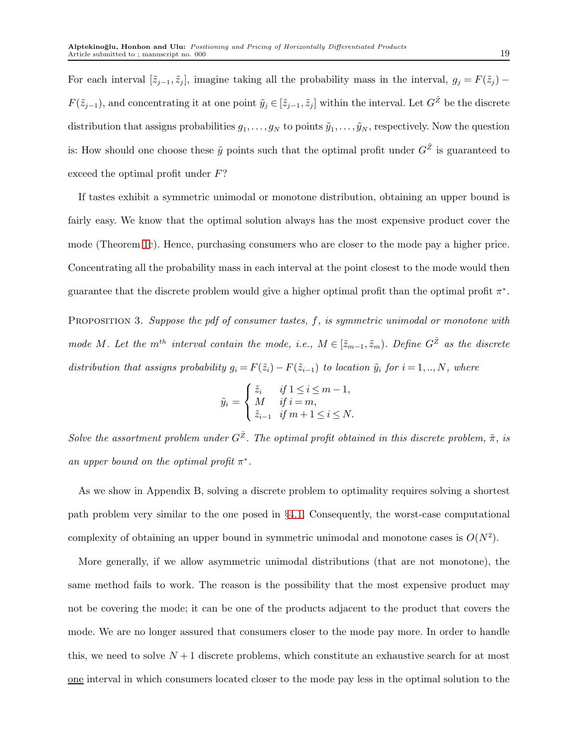For each interval $[\tilde{z}_{j-1}, \tilde{z}_j]$, imagine taking all the probability mass in the interval, $g_j = F(\tilde{z}_j) - F(\tilde{z}_{j-1})$, and concentrating it at one point $\tilde{y}_j \in [\tilde{z}_{j-1}, \tilde{z}_j]$ within the interval. Let $G^{\tilde{Z}}$ be the discrete distribution that assigns probabilities $g_1, \ldots, g_N$ to points $\tilde{y}_1, \ldots, \tilde{y}_N$, respectively. Now the question is: How should one choose these $\tilde{y}$ points such that the optimal profit under $G^{\tilde{Z}}$ is guaranteed to exceed the optimal profit under $F$?

If tastes exhibit a symmetric unimodal or monotone distribution, obtaining an upper bound is fairly easy. We know that the optimal solution always has the most expensive product cover the mode (Theorem 1c). Hence, purchasing consumers who are closer to the mode pay a higher price. Concentrating all the probability mass in each interval at the point closest to the mode would then guarantee that the discrete problem would give a higher optimal profit than the optimal profit $\pi^*$.

Proposition 3. *Suppose the pdf of consumer tastes, $f$, is symmetric unimodal or monotone with mode $M$. Let the $m^{th}$ interval contain the mode, i.e., $M \in [\tilde{z}_{m-1}, \tilde{z}_m)$. Define $G^{\tilde{Z}}$ as the discrete distribution that assigns probability $g_i = F(\tilde{z}_i) - F(\tilde{z}_{i-1})$ to location $\tilde{y}_i$ for $i = 1, .., N$, where*

$$\tilde{y}_i = \begin{cases} \tilde{z}_i & \text{if } 1 \leq i \leq m-1, \\ M & \text{if } i = m, \\ \tilde{z}_{i-1} & \text{if } m+1 \leq i \leq N. \end{cases}$$

*Solve the assortment problem under $G^{\tilde{Z}}$. The optimal profit obtained in this discrete problem, $\tilde{\pi}$, is an upper bound on the optimal profit $\pi^*$.*

As we show in Appendix B, solving a discrete problem to optimality requires solving a shortest path problem very similar to the one posed in §4.1. Consequently, the worst-case computational complexity of obtaining an upper bound in symmetric unimodal and monotone cases is $O(N^2)$.

More generally, if we allow asymmetric unimodal distributions (that are not monotone), the same method fails to work. The reason is the possibility that the most expensive product may not be covering the mode; it can be one of the products adjacent to the product that covers the mode. We are no longer assured that consumers closer to the mode pay more. In order to handle this, we need to solve $N+1$ discrete problems, which constitute an exhaustive search for at most <u>one</u> interval in which consumers located closer to the mode pay less in the optimal solution to the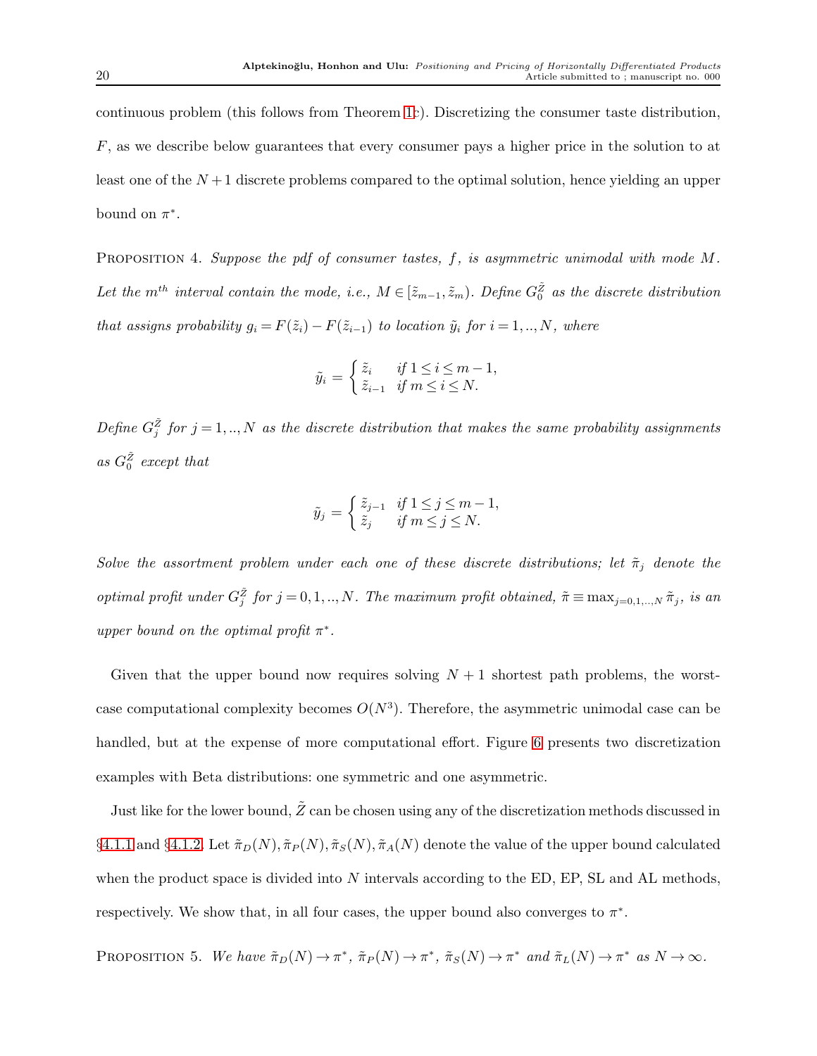continuous problem (this follows from Theorem 1c). Discretizing the consumer taste distribution, $F$, as we describe below guarantees that every consumer pays a higher price in the solution to at least one of the $N+1$ discrete problems compared to the optimal solution, hence yielding an upper bound on $\pi^*$.

PROPOSITION 4. *Suppose the pdf of consumer tastes, $f$, is asymmetric unimodal with mode $M$. Let the $m^{th}$ interval contain the mode, i.e., $M \in [\tilde{z}_{m-1}, \tilde{z}_m)$. Define $G_0^{\tilde{Z}}$ as the discrete distribution that assigns probability $g_i = F(\tilde{z}_i) - F(\tilde{z}_{i-1})$ to location $\tilde{y}_i$ for $i = 1,..,N$, where*

$$\tilde{y}_i = \begin{cases} \tilde{z}_i & \text{if } 1 \le i \le m-1, \\ \tilde{z}_{i-1} & \text{if } m \le i \le N. \end{cases}$$

*Define $G_j^{\tilde{Z}}$ for $j = 1,..,N$ as the discrete distribution that makes the same probability assignments as $G_0^{\tilde{Z}}$ except that*

$$\tilde{y}_j = \begin{cases} \tilde{z}_{j-1} & \text{if } 1 \le j \le m-1, \\ \tilde{z}_j & \text{if } m \le j \le N. \end{cases}$$

*Solve the assortment problem under each one of these discrete distributions; let $\tilde{\pi}_j$ denote the optimal profit under $G_j^{\tilde{Z}}$ for $j = 0,1,..,N$. The maximum profit obtained, $\tilde{\pi} \equiv \max_{j=0,1,..,N} \tilde{\pi}_j$, is an upper bound on the optimal profit $\pi^*$.*

Given that the upper bound now requires solving $N+1$ shortest path problems, the worst-case computational complexity becomes $O(N^3)$. Therefore, the asymmetric unimodal case can be handled, but at the expense of more computational effort. Figure 6 presents two discretization examples with Beta distributions: one symmetric and one asymmetric.

Just like for the lower bound, $\tilde{Z}$ can be chosen using any of the discretization methods discussed in §4.1.1 and §4.1.2. Let $\tilde{\pi}_D(N), \tilde{\pi}_P(N), \tilde{\pi}_S(N), \tilde{\pi}_A(N)$ denote the value of the upper bound calculated when the product space is divided into $N$ intervals according to the ED, EP, SL and AL methods, respectively. We show that, in all four cases, the upper bound also converges to $\pi^*$.

PROPOSITION 5. *We have $\tilde{\pi}_D(N) \to \pi^*$, $\tilde{\pi}_P(N) \to \pi^*$, $\tilde{\pi}_S(N) \to \pi^*$ and $\tilde{\pi}_L(N) \to \pi^*$ as $N \to \infty$.*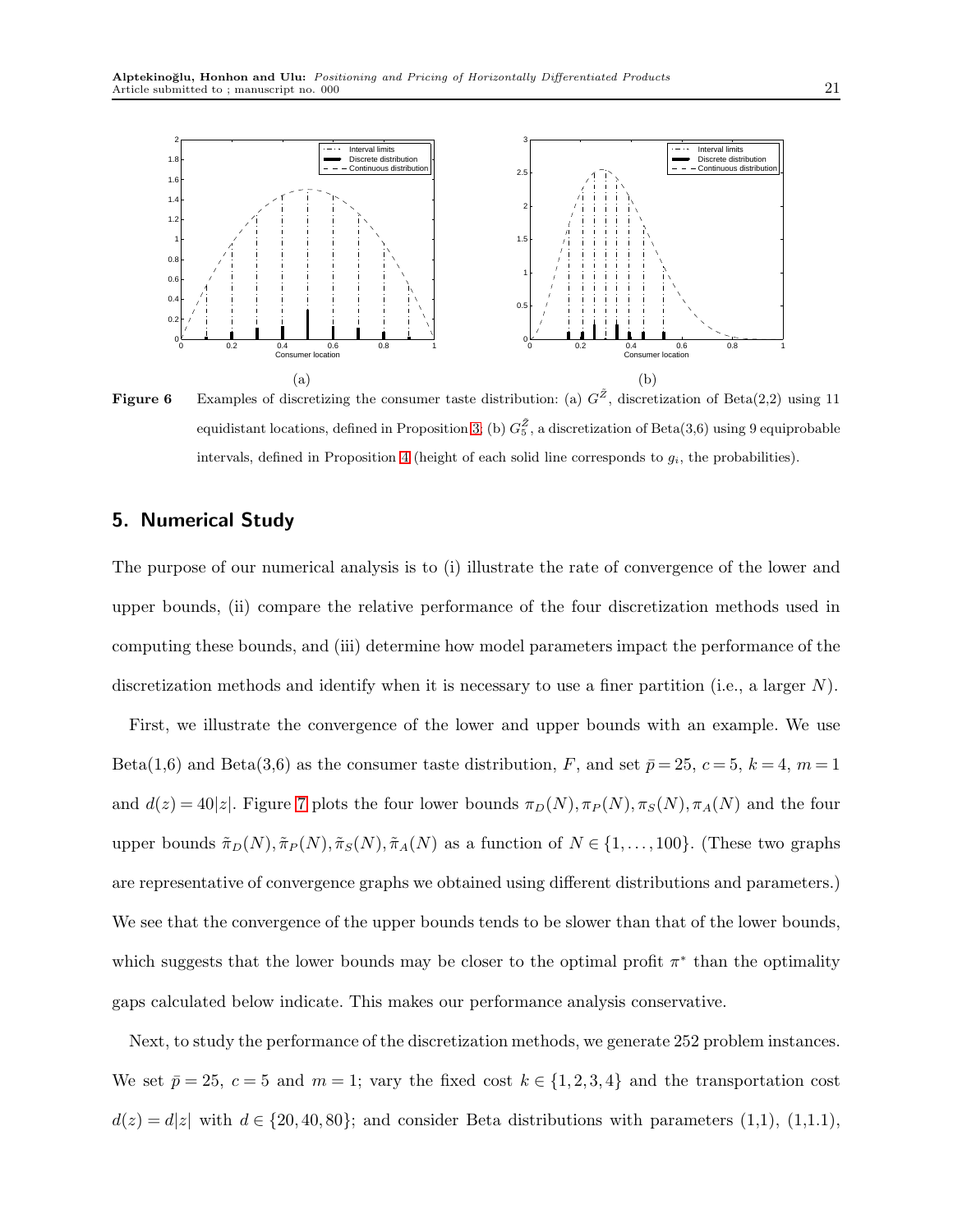**Figure 6** Examples of discretizing the consumer taste distribution: (a) $G^{\tilde{Z}}$, discretization of Beta(2,2) using 11 equidistant locations, defined in Proposition 3; (b) $G_5^{\tilde{Z}}$, a discretization of Beta(3,6) using 9 equiprobable intervals, defined in Proposition 4 (height of each solid line corresponds to $g_i$, the probabilities).

## 5. Numerical Study

The purpose of our numerical analysis is to (i) illustrate the rate of convergence of the lower and upper bounds, (ii) compare the relative performance of the four discretization methods used in computing these bounds, and (iii) determine how model parameters impact the performance of the discretization methods and identify when it is necessary to use a finer partition (i.e., a larger $N$).

First, we illustrate the convergence of the lower and upper bounds with an example. We use Beta(1,6) and Beta(3,6) as the consumer taste distribution, $F$, and set $\bar{p} = 25$, $c = 5$, $k = 4$, $m = 1$ and $d(z) = 40|z|$. Figure 7 plots the four lower bounds $\pi_D(N), \pi_P(N), \pi_S(N), \pi_A(N)$ and the four upper bounds $\tilde{\pi}_D(N), \tilde{\pi}_P(N), \tilde{\pi}_S(N), \tilde{\pi}_A(N)$ as a function of $N \in \{1, \ldots, 100\}$. (These two graphs are representative of convergence graphs we obtained using different distributions and parameters.) We see that the convergence of the upper bounds tends to be slower than that of the lower bounds, which suggests that the lower bounds may be closer to the optimal profit $\pi^*$ than the optimality gaps calculated below indicate. This makes our performance analysis conservative.

Next, to study the performance of the discretization methods, we generate 252 problem instances. We set $\bar{p} = 25$, $c = 5$ and $m = 1$; vary the fixed cost $k \in \{1, 2, 3, 4\}$ and the transportation cost $d(z) = d|z|$ with $d \in \{20, 40, 80\}$; and consider Beta distributions with parameters (1,1), (1,1.1),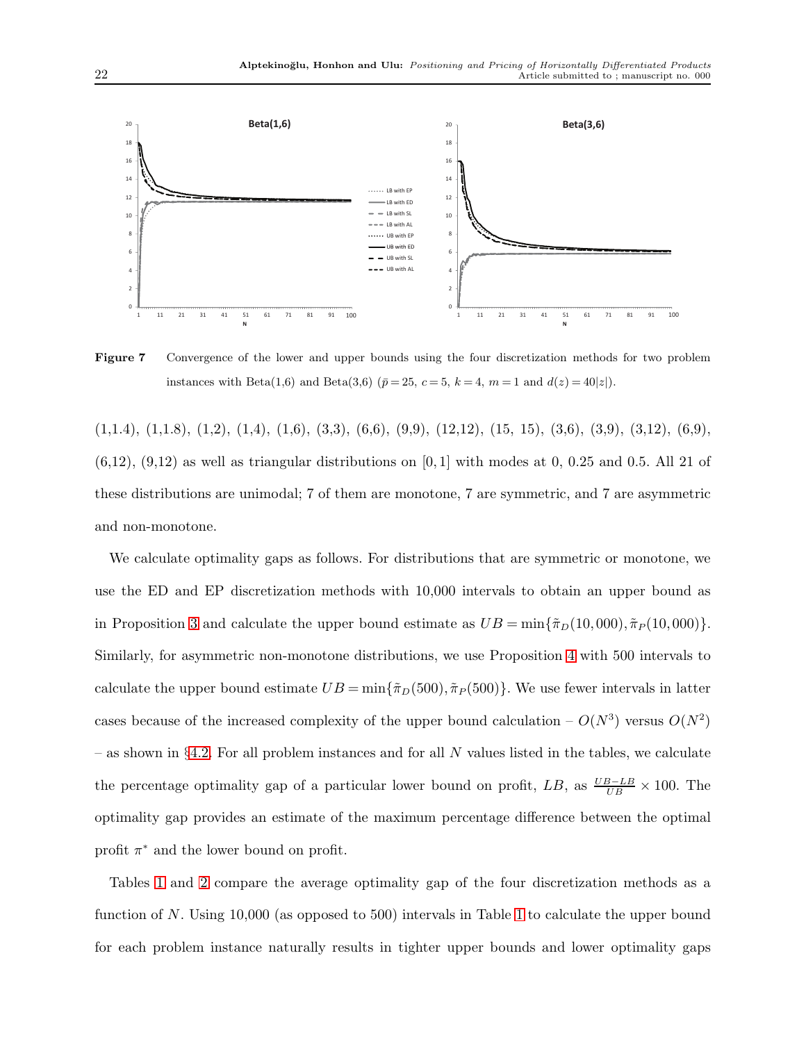**Figure 7** Convergence of the lower and upper bounds using the four discretization methods for two problem instances with Beta(1,6) and Beta(3,6) ($\bar{p} = 25$, $c = 5$, $k = 4$, $m = 1$ and $d(z) = 40|z|$).

(1,1.4), (1,1.8), (1,2), (1,4), (1,6), (3,3), (6,6), (9,9), (12,12), (15, 15), (3,6), (3,9), (3,12), (6,9), (6,12), (9,12) as well as triangular distributions on $[0, 1]$ with modes at 0, 0.25 and 0.5. All 21 of these distributions are unimodal; 7 of them are monotone, 7 are symmetric, and 7 are asymmetric and non-monotone.

We calculate optimality gaps as follows. For distributions that are symmetric or monotone, we use the ED and EP discretization methods with 10,000 intervals to obtain an upper bound as in Proposition 3 and calculate the upper bound estimate as $UB = \min\{\tilde{\pi}_D(10,000), \tilde{\pi}_P(10,000)\}$. Similarly, for asymmetric non-monotone distributions, we use Proposition 4 with 500 intervals to calculate the upper bound estimate $UB = \min\{\tilde{\pi}_D(500), \tilde{\pi}_P(500)\}$. We use fewer intervals in latter cases because of the increased complexity of the upper bound calculation – $O(N^3)$ versus $O(N^2)$ – as shown in §4.2. For all problem instances and for all $N$ values listed in the tables, we calculate the percentage optimality gap of a particular lower bound on profit, $LB$, as $\frac{UB-LB}{UB} \times 100$. The optimality gap provides an estimate of the maximum percentage difference between the optimal profit $\pi^*$ and the lower bound on profit.

Tables 1 and 2 compare the average optimality gap of the four discretization methods as a function of $N$. Using 10,000 (as opposed to 500) intervals in Table 1 to calculate the upper bound for each problem instance naturally results in tighter upper bounds and lower optimality gaps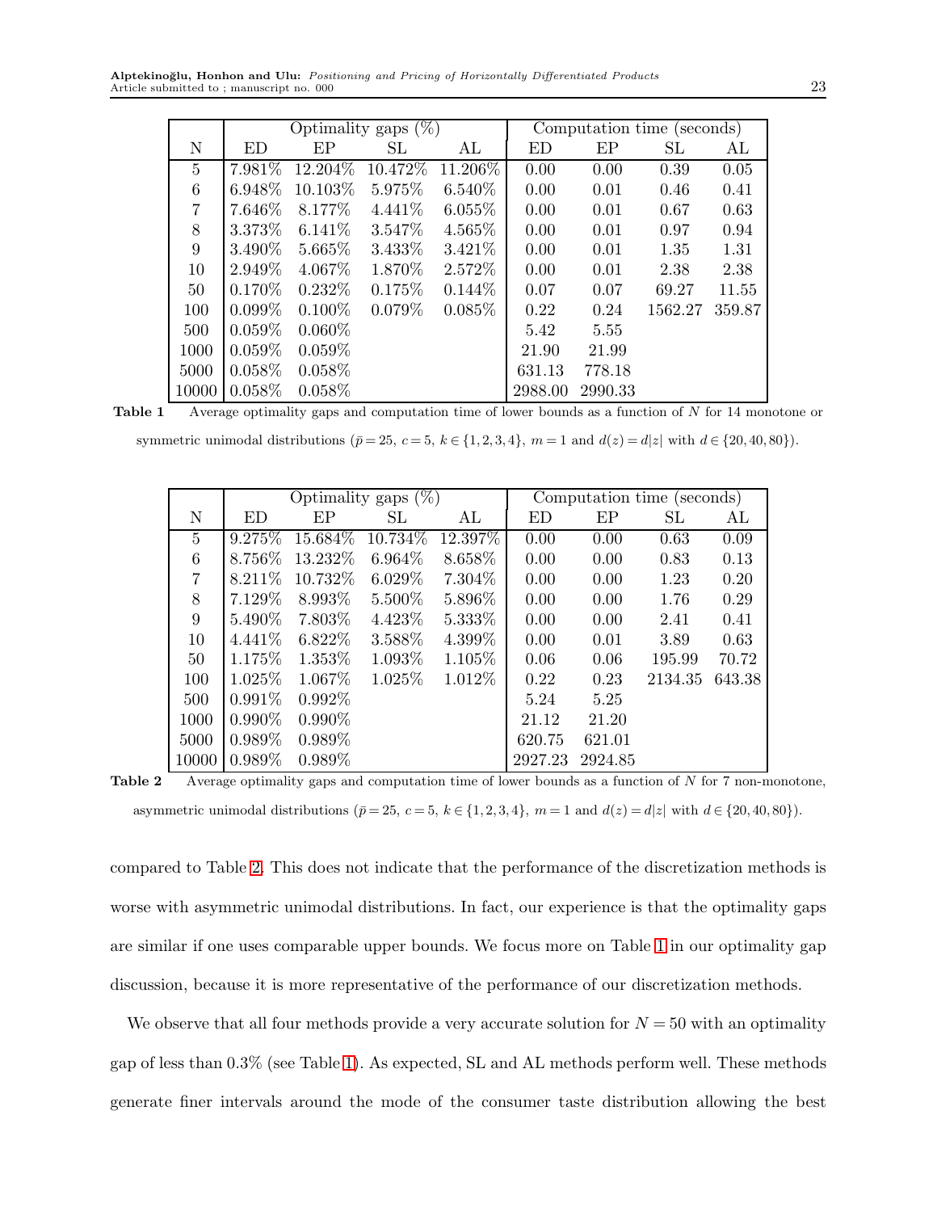| N | Optimality gaps (%) | | | | Computation time (seconds) | | | |
|---|---|---|---|---|---|---|---|---|
| | ED | EP | SL | AL | ED | EP | SL | AL |
| 5 | 7.981% | 12.204% | 10.472% | 11.206% | 0.00 | 0.00 | 0.39 | 0.05 |
| 6 | 6.948% | 10.103% | 5.975% | 6.540% | 0.00 | 0.01 | 0.46 | 0.41 |
| 7 | 7.646% | 8.177% | 4.441% | 6.055% | 0.00 | 0.01 | 0.67 | 0.63 |
| 8 | 3.373% | 6.141% | 3.547% | 4.565% | 0.00 | 0.01 | 0.97 | 0.94 |
| 9 | 3.490% | 5.665% | 3.433% | 3.421% | 0.00 | 0.01 | 1.35 | 1.31 |
| 10 | 2.949% | 4.067% | 1.870% | 2.572% | 0.00 | 0.01 | 2.38 | 2.38 |
| 50 | 0.170% | 0.232% | 0.175% | 0.144% | 0.07 | 0.07 | 69.27 | 11.55 |
| 100 | 0.099% | 0.100% | 0.079% | 0.085% | 0.22 | 0.24 | 1562.27 | 359.87 |
| 500 | 0.059% | 0.060% | | | 5.42 | 5.55 | | |
| 1000 | 0.059% | 0.059% | | | 21.90 | 21.99 | | |
| 5000 | 0.058% | 0.058% | | | 631.13 | 778.18 | | |
| 10000 | 0.058% | 0.058% | | | 2988.00 | 2990.33 | | |

**Table 1** Average optimality gaps and computation time of lower bounds as a function of $N$ for 14 monotone or symmetric unimodal distributions ($\bar{p} = 25$, $c = 5$, $k \in \{1, 2, 3, 4\}$, $m = 1$ and $d(z) = d|z|$ with $d \in \{20, 40, 80\}$).

| N | Optimality gaps (%) | | | | Computation time (seconds) | | | |
|---|---|---|---|---|---|---|---|---|
| | ED | EP | SL | AL | ED | EP | SL | AL |
| 5 | 9.275% | 15.684% | 10.734% | 12.397% | 0.00 | 0.00 | 0.63 | 0.09 |
| 6 | 8.756% | 13.232% | 6.964% | 8.658% | 0.00 | 0.00 | 0.83 | 0.13 |
| 7 | 8.211% | 10.732% | 6.029% | 7.304% | 0.00 | 0.00 | 1.23 | 0.20 |
| 8 | 7.129% | 8.993% | 5.500% | 5.896% | 0.00 | 0.00 | 1.76 | 0.29 |
| 9 | 5.490% | 7.803% | 4.423% | 5.333% | 0.00 | 0.00 | 2.41 | 0.41 |
| 10 | 4.441% | 6.822% | 3.588% | 4.399% | 0.00 | 0.01 | 3.89 | 0.63 |
| 50 | 1.175% | 1.353% | 1.093% | 1.105% | 0.06 | 0.06 | 195.99 | 70.72 |
| 100 | 1.025% | 1.067% | 1.025% | 1.012% | 0.22 | 0.23 | 2134.35 | 643.38 |
| 500 | 0.991% | 0.992% | | | 5.24 | 5.25 | | |
| 1000 | 0.990% | 0.990% | | | 21.12 | 21.20 | | |
| 5000 | 0.989% | 0.989% | | | 620.75 | 621.01 | | |
| 10000 | 0.989% | 0.989% | | | 2927.23 | 2924.85 | | |

**Table 2** Average optimality gaps and computation time of lower bounds as a function of $N$ for 7 non-monotone, asymmetric unimodal distributions ($\bar{p} = 25$, $c = 5$, $k \in \{1, 2, 3, 4\}$, $m = 1$ and $d(z) = d|z|$ with $d \in \{20, 40, 80\}$).

compared to Table 2. This does not indicate that the performance of the discretization methods is worse with asymmetric unimodal distributions. In fact, our experience is that the optimality gaps are similar if one uses comparable upper bounds. We focus more on Table 1 in our optimality gap discussion, because it is more representative of the performance of our discretization methods.

We observe that all four methods provide a very accurate solution for $N = 50$ with an optimality gap of less than 0.3% (see Table 1). As expected, SL and AL methods perform well. These methods generate finer intervals around the mode of the consumer taste distribution allowing the best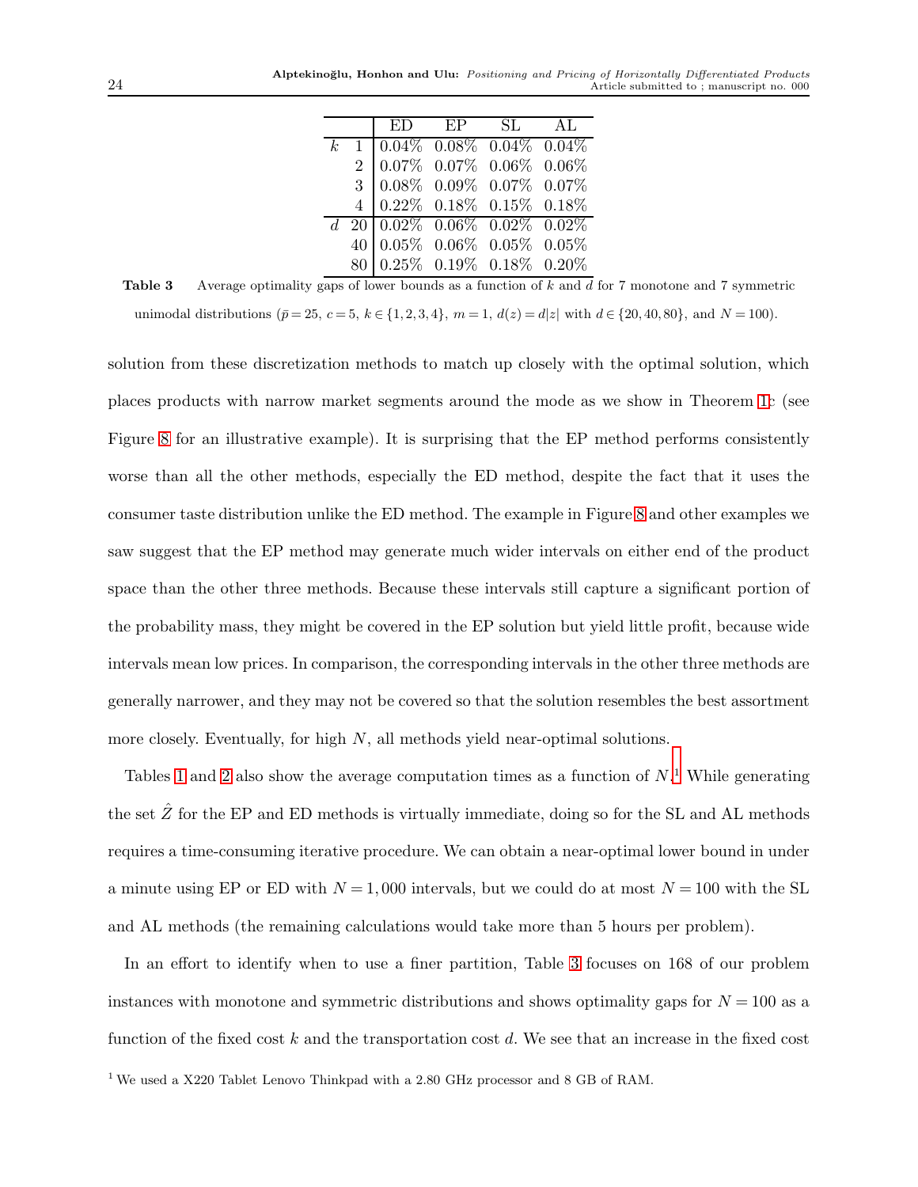| | | ED | EP | SL | AL |
|---|---|---|---|---|---|
| $k$ | 1 | 0.04% | 0.08% | 0.04% | 0.04% |
| | 2 | 0.07% | 0.07% | 0.06% | 0.06% |
| | 3 | 0.08% | 0.09% | 0.07% | 0.07% |
| | 4 | 0.22% | 0.18% | 0.15% | 0.18% |
| $d$ | 20 | 0.02% | 0.06% | 0.02% | 0.02% |
| | 40 | 0.05% | 0.06% | 0.05% | 0.05% |
| | 80 | 0.25% | 0.19% | 0.18% | 0.20% |

**Table 3** Average optimality gaps of lower bounds as a function of $k$ and $d$ for 7 monotone and 7 symmetric unimodal distributions ($\bar{p} = 25$, $c = 5$, $k \in \{1, 2, 3, 4\}$, $m = 1$, $d(z) = d|z|$ with $d \in \{20, 40, 80\}$, and $N = 100$).

solution from these discretization methods to match up closely with the optimal solution, which places products with narrow market segments around the mode as we show in Theorem 1c (see Figure 8 for an illustrative example). It is surprising that the EP method performs consistently worse than all the other methods, especially the ED method, despite the fact that it uses the consumer taste distribution unlike the ED method. The example in Figure 8 and other examples we saw suggest that the EP method may generate much wider intervals on either end of the product space than the other three methods. Because these intervals still capture a significant portion of the probability mass, they might be covered in the EP solution but yield little profit, because wide intervals mean low prices. In comparison, the corresponding intervals in the other three methods are generally narrower, and they may not be covered so that the solution resembles the best assortment more closely. Eventually, for high $N$, all methods yield near-optimal solutions.

Tables 1 and 2 also show the average computation times as a function of $N$.[1] While generating the set $\hat{Z}$ for the EP and ED methods is virtually immediate, doing so for the SL and AL methods requires a time-consuming iterative procedure. We can obtain a near-optimal lower bound in under a minute using EP or ED with $N = 1,000$ intervals, but we could do at most $N = 100$ with the SL and AL methods (the remaining calculations would take more than 5 hours per problem).

In an effort to identify when to use a finer partition, Table 3 focuses on 168 of our problem instances with monotone and symmetric distributions and shows optimality gaps for $N = 100$ as a function of the fixed cost $k$ and the transportation cost $d$. We see that an increase in the fixed cost

[1] We used a X220 Tablet Lenovo Thinkpad with a 2.80 GHz processor and 8 GB of RAM.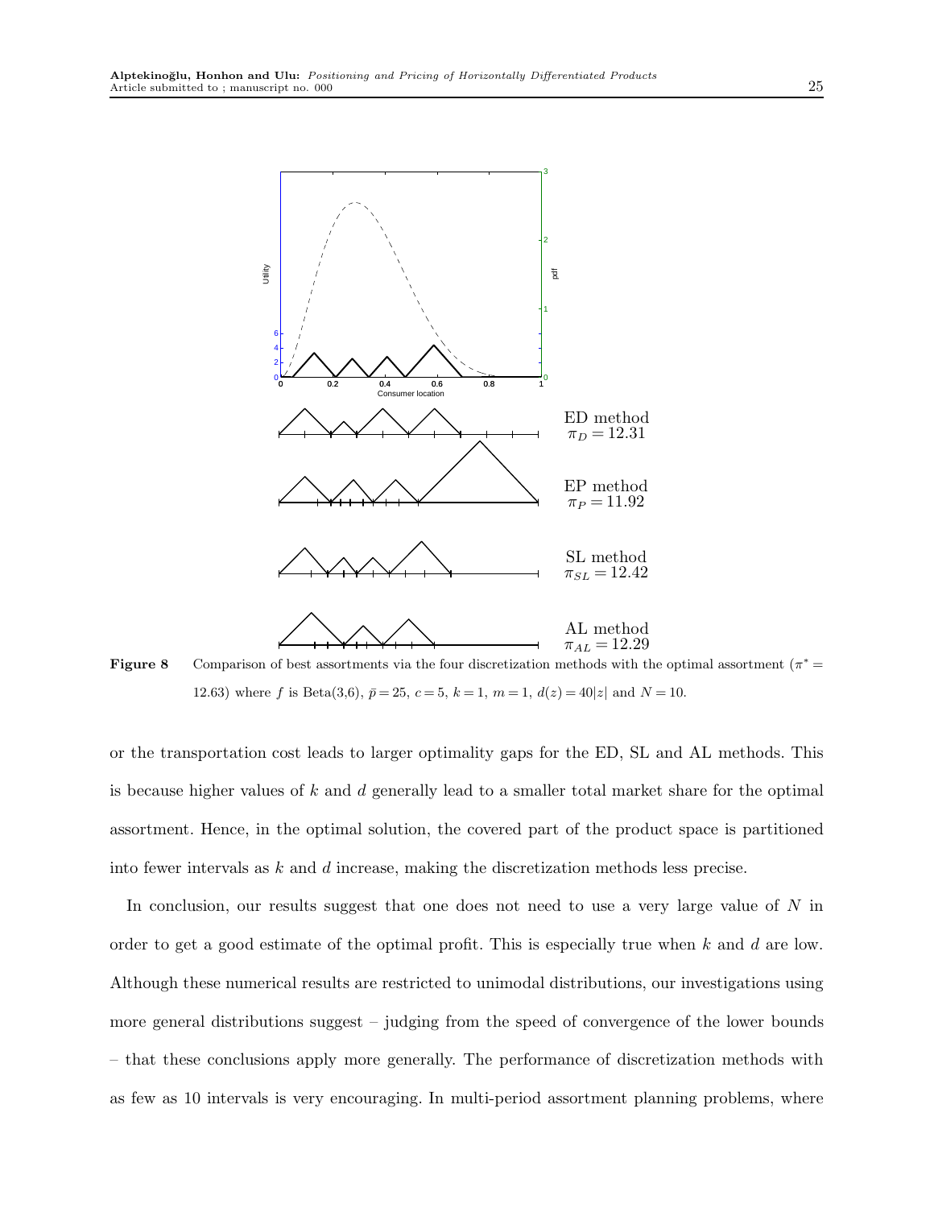Figure 8 Comparison of best assortments via the four discretization methods with the optimal assortment ($\pi^* = 12.63$) where $f$ is Beta(3,6), $\bar{p} = 25$, $c = 5$, $k = 1$, $m = 1$, $d(z) = 40|z|$ and $N = 10$.

or the transportation cost leads to larger optimality gaps for the ED, SL and AL methods. This is because higher values of $k$ and $d$ generally lead to a smaller total market share for the optimal assortment. Hence, in the optimal solution, the covered part of the product space is partitioned into fewer intervals as $k$ and $d$ increase, making the discretization methods less precise.

In conclusion, our results suggest that one does not need to use a very large value of $N$ in order to get a good estimate of the optimal profit. This is especially true when $k$ and $d$ are low. Although these numerical results are restricted to unimodal distributions, our investigations using more general distributions suggest – judging from the speed of convergence of the lower bounds – that these conclusions apply more generally. The performance of discretization methods with as few as 10 intervals is very encouraging. In multi-period assortment planning problems, where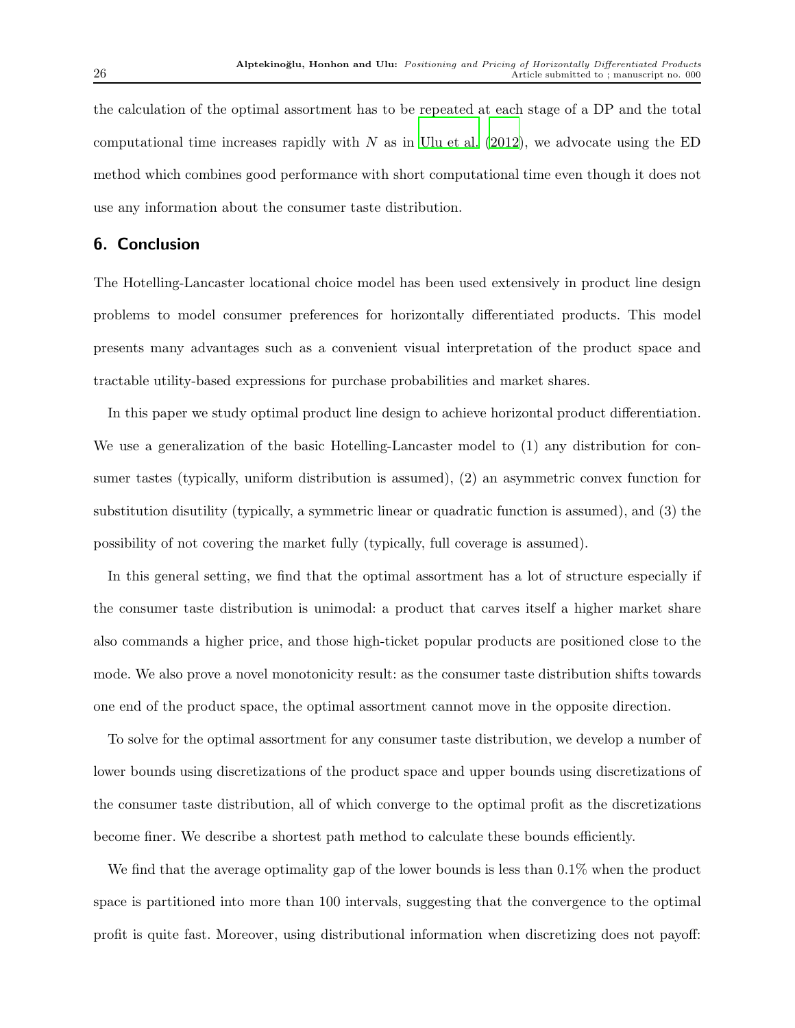the calculation of the optimal assortment has to be repeated at each stage of a DP and the total computational time increases rapidly with $N$ as in Ulu et al. (2012), we advocate using the ED method which combines good performance with short computational time even though it does not use any information about the consumer taste distribution.

## 6. Conclusion

The Hotelling-Lancaster locational choice model has been used extensively in product line design problems to model consumer preferences for horizontally differentiated products. This model presents many advantages such as a convenient visual interpretation of the product space and tractable utility-based expressions for purchase probabilities and market shares.

In this paper we study optimal product line design to achieve horizontal product differentiation. We use a generalization of the basic Hotelling-Lancaster model to (1) any distribution for consumer tastes (typically, uniform distribution is assumed), (2) an asymmetric convex function for substitution disutility (typically, a symmetric linear or quadratic function is assumed), and (3) the possibility of not covering the market fully (typically, full coverage is assumed).

In this general setting, we find that the optimal assortment has a lot of structure especially if the consumer taste distribution is unimodal: a product that carves itself a higher market share also commands a higher price, and those high-ticket popular products are positioned close to the mode. We also prove a novel monotonicity result: as the consumer taste distribution shifts towards one end of the product space, the optimal assortment cannot move in the opposite direction.

To solve for the optimal assortment for any consumer taste distribution, we develop a number of lower bounds using discretizations of the product space and upper bounds using discretizations of the consumer taste distribution, all of which converge to the optimal profit as the discretizations become finer. We describe a shortest path method to calculate these bounds efficiently.

We find that the average optimality gap of the lower bounds is less than 0.1% when the product space is partitioned into more than 100 intervals, suggesting that the convergence to the optimal profit is quite fast. Moreover, using distributional information when discretizing does not payoff: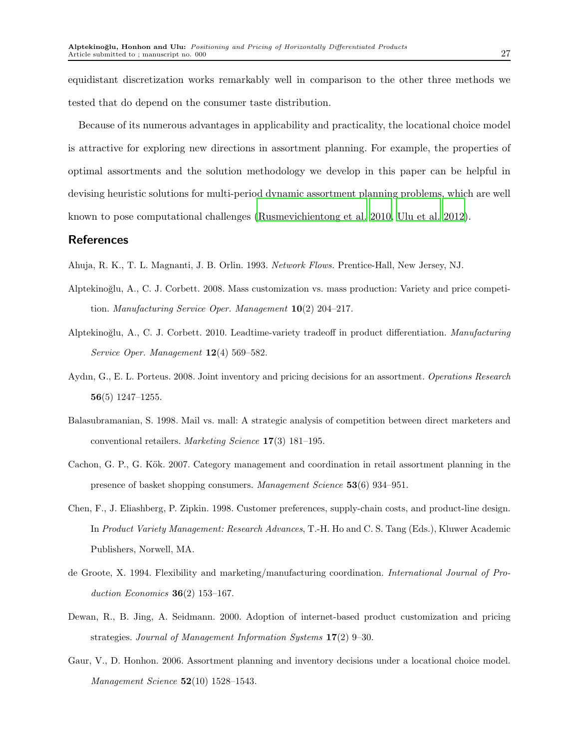equidistant discretization works remarkably well in comparison to the other three methods we tested that do depend on the consumer taste distribution.

Because of its numerous advantages in applicability and practicality, the locational choice model is attractive for exploring new directions in assortment planning. For example, the properties of optimal assortments and the solution methodology we develop in this paper can be helpful in devising heuristic solutions for multi-period dynamic assortment planning problems, which are well known to pose computational challenges (Rusmevichientong et al. 2010, Ulu et al. 2012).

## References

Ahuja, R. K., T. L. Magnanti, J. B. Orlin. 1993. *Network Flows.* Prentice-Hall, New Jersey, NJ.

Alptekinoğlu, A., C. J. Corbett. 2008. Mass customization vs. mass production: Variety and price competition. *Manufacturing Service Oper. Management* **10**(2) 204–217.

Alptekinoğlu, A., C. J. Corbett. 2010. Leadtime-variety tradeoff in product differentiation. *Manufacturing Service Oper. Management* **12**(4) 569–582.

Aydın, G., E. L. Porteus. 2008. Joint inventory and pricing decisions for an assortment. *Operations Research* **56**(5) 1247–1255.

Balasubramanian, S. 1998. Mail vs. mall: A strategic analysis of competition between direct marketers and conventional retailers. *Marketing Science* **17**(3) 181–195.

Cachon, G. P., G. Kök. 2007. Category management and coordination in retail assortment planning in the presence of basket shopping consumers. *Management Science* **53**(6) 934–951.

Chen, F., J. Eliashberg, P. Zipkin. 1998. Customer preferences, supply-chain costs, and product-line design. In *Product Variety Management: Research Advances*, T.-H. Ho and C. S. Tang (Eds.), Kluwer Academic Publishers, Norwell, MA.

de Groote, X. 1994. Flexibility and marketing/manufacturing coordination. *International Journal of Production Economics* **36**(2) 153–167.

Dewan, R., B. Jing, A. Seidmann. 2000. Adoption of internet-based product customization and pricing strategies. *Journal of Management Information Systems* **17**(2) 9–30.

Gaur, V., D. Honhon. 2006. Assortment planning and inventory decisions under a locational choice model. *Management Science* **52**(10) 1528–1543.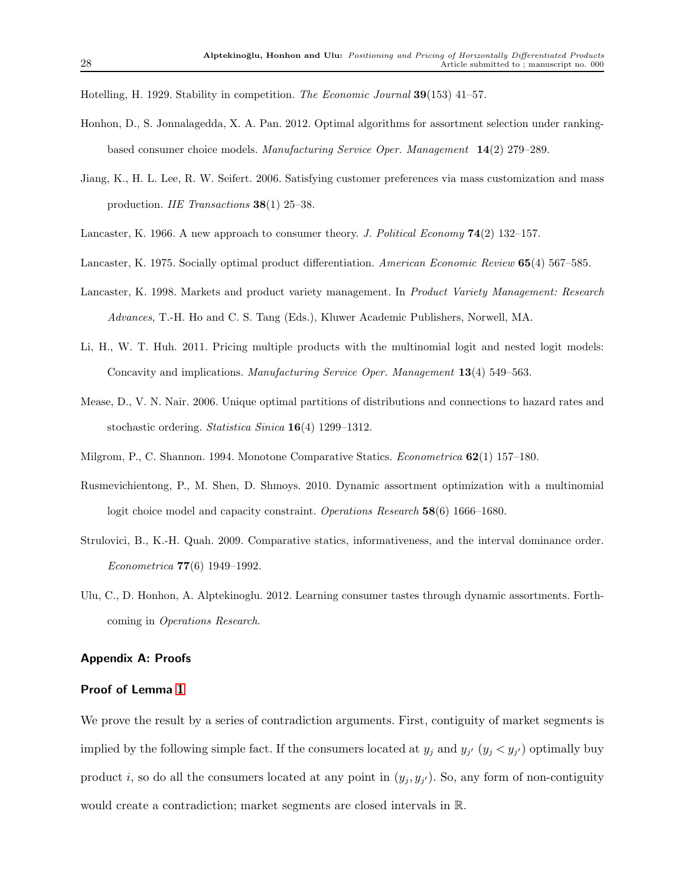Hotelling, H. 1929. Stability in competition. *The Economic Journal* **39**(153) 41–57.

Honhon, D., S. Jonnalagedda, X. A. Pan. 2012. Optimal algorithms for assortment selection under ranking-based consumer choice models. *Manufacturing Service Oper. Management* **14**(2) 279–289.

Jiang, K., H. L. Lee, R. W. Seifert. 2006. Satisfying customer preferences via mass customization and mass production. *IIE Transactions* **38**(1) 25–38.

Lancaster, K. 1966. A new approach to consumer theory. *J. Political Economy* **74**(2) 132–157.

Lancaster, K. 1975. Socially optimal product differentiation. *American Economic Review* **65**(4) 567–585.

Lancaster, K. 1998. Markets and product variety management. In *Product Variety Management: Research Advances*, T.-H. Ho and C. S. Tang (Eds.), Kluwer Academic Publishers, Norwell, MA.

Li, H., W. T. Huh. 2011. Pricing multiple products with the multinomial logit and nested logit models: Concavity and implications. *Manufacturing Service Oper. Management* **13**(4) 549–563.

Mease, D., V. N. Nair. 2006. Unique optimal partitions of distributions and connections to hazard rates and stochastic ordering. *Statistica Sinica* **16**(4) 1299–1312.

Milgrom, P., C. Shannon. 1994. Monotone Comparative Statics. *Econometrica* **62**(1) 157–180.

Rusmevichientong, P., M. Shen, D. Shmoys. 2010. Dynamic assortment optimization with a multinomial logit choice model and capacity constraint. *Operations Research* **58**(6) 1666–1680.

Strulovici, B., K.-H. Quah. 2009. Comparative statics, informativeness, and the interval dominance order. *Econometrica* **77**(6) 1949–1992.

Ulu, C., D. Honhon, A. Alptekinoglu. 2012. Learning consumer tastes through dynamic assortments. Forthcoming in *Operations Research*.

## Appendix A: Proofs

### Proof of Lemma 1

We prove the result by a series of contradiction arguments. First, contiguity of market segments is implied by the following simple fact. If the consumers located at $y_j$ and $y_{j'}$ ($y_j < y_{j'}$) optimally buy product $i$, so do all the consumers located at any point in $(y_j, y_{j'})$. So, any form of non-contiguity would create a contradiction; market segments are closed intervals in $\mathbb{R}$.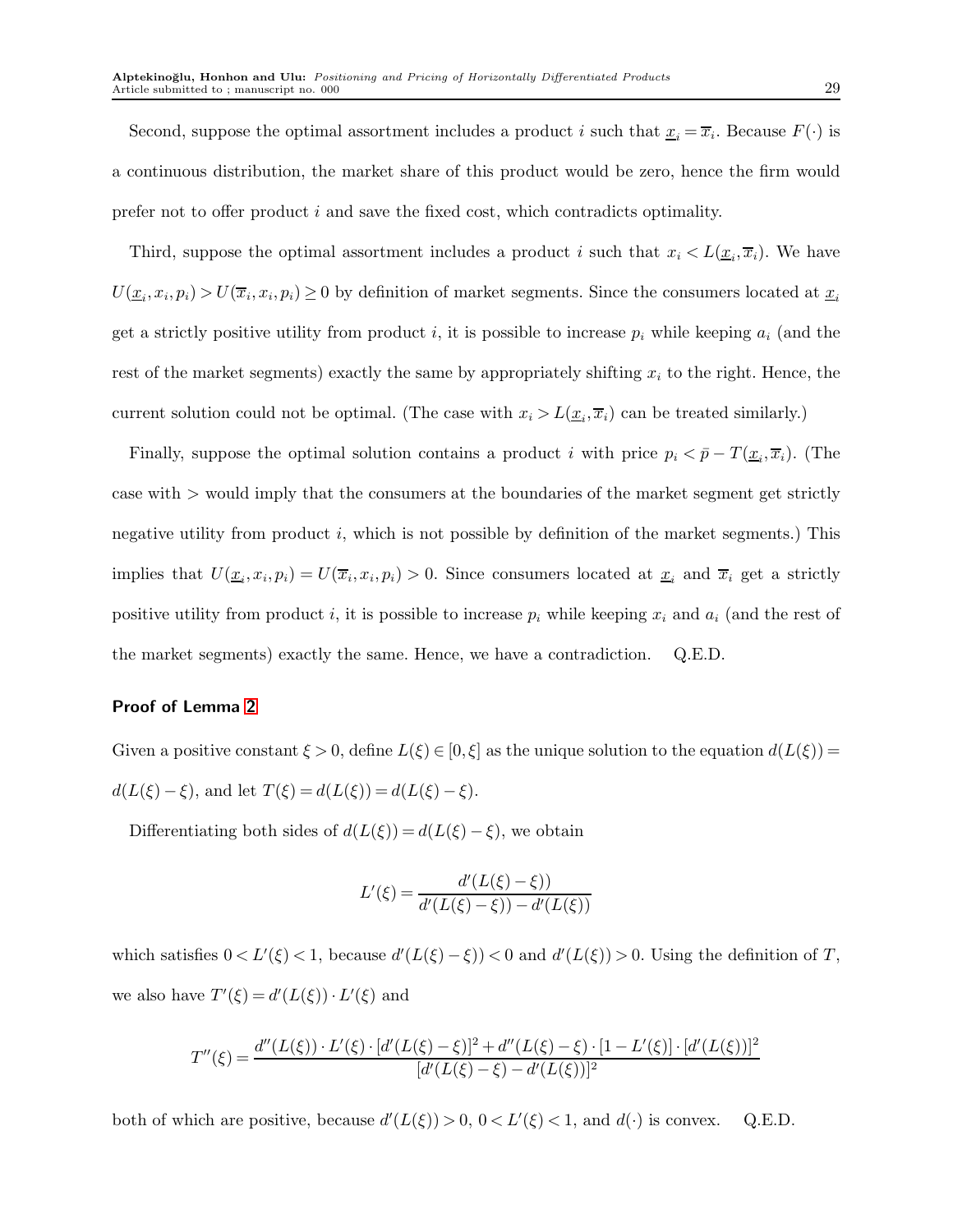Second, suppose the optimal assortment includes a product $i$ such that $\underline{x}_i = \overline{x}_i$. Because $F(\cdot)$ is a continuous distribution, the market share of this product would be zero, hence the firm would prefer not to offer product $i$ and save the fixed cost, which contradicts optimality.

Third, suppose the optimal assortment includes a product $i$ such that $x_i < L(\underline{x}_i, \overline{x}_i)$. We have $U(\underline{x}_i, x_i, p_i) > U(\overline{x}_i, x_i, p_i) \geq 0$ by definition of market segments. Since the consumers located at $\underline{x}_i$ get a strictly positive utility from product $i$, it is possible to increase $p_i$ while keeping $a_i$ (and the rest of the market segments) exactly the same by appropriately shifting $x_i$ to the right. Hence, the current solution could not be optimal. (The case with $x_i > L(\underline{x}_i, \overline{x}_i)$ can be treated similarly.)

Finally, suppose the optimal solution contains a product $i$ with price $p_i < \bar{p} - T(\underline{x}_i, \overline{x}_i)$. (The case with $>$ would imply that the consumers at the boundaries of the market segment get strictly negative utility from product $i$, which is not possible by definition of the market segments.) This implies that $U(\underline{x}_i, x_i, p_i) = U(\overline{x}_i, x_i, p_i) > 0$. Since consumers located at $\underline{x}_i$ and $\overline{x}_i$ get a strictly positive utility from product $i$, it is possible to increase $p_i$ while keeping $x_i$ and $a_i$ (and the rest of the market segments) exactly the same. Hence, we have a contradiction. Q.E.D.

### Proof of Lemma 2

Given a positive constant $\xi > 0$, define $L(\xi) \in [0, \xi]$ as the unique solution to the equation $d(L(\xi)) = d(L(\xi) - \xi)$, and let $T(\xi) = d(L(\xi)) = d(L(\xi) - \xi)$.

Differentiating both sides of $d(L(\xi)) = d(L(\xi) - \xi)$, we obtain

$$L'(\xi) = \frac{d'(L(\xi) - \xi))}{d'(L(\xi) - \xi)) - d'(L(\xi))}$$

which satisfies $0 < L'(\xi) < 1$, because $d'(L(\xi) - \xi)) < 0$ and $d'(L(\xi)) > 0$. Using the definition of $T$, we also have $T'(\xi) = d'(L(\xi)) \cdot L'(\xi)$ and

$$T''(\xi) = \frac{d''(L(\xi)) \cdot L'(\xi) \cdot [d'(L(\xi) - \xi)]^2 + d''(L(\xi) - \xi) \cdot [1 - L'(\xi)] \cdot [d'(L(\xi))]^2}{[d'(L(\xi) - \xi) - d'(L(\xi))]^2}$$

both of which are positive, because $d'(L(\xi)) > 0$, $0 < L'(\xi) < 1$, and $d(\cdot)$ is convex. Q.E.D.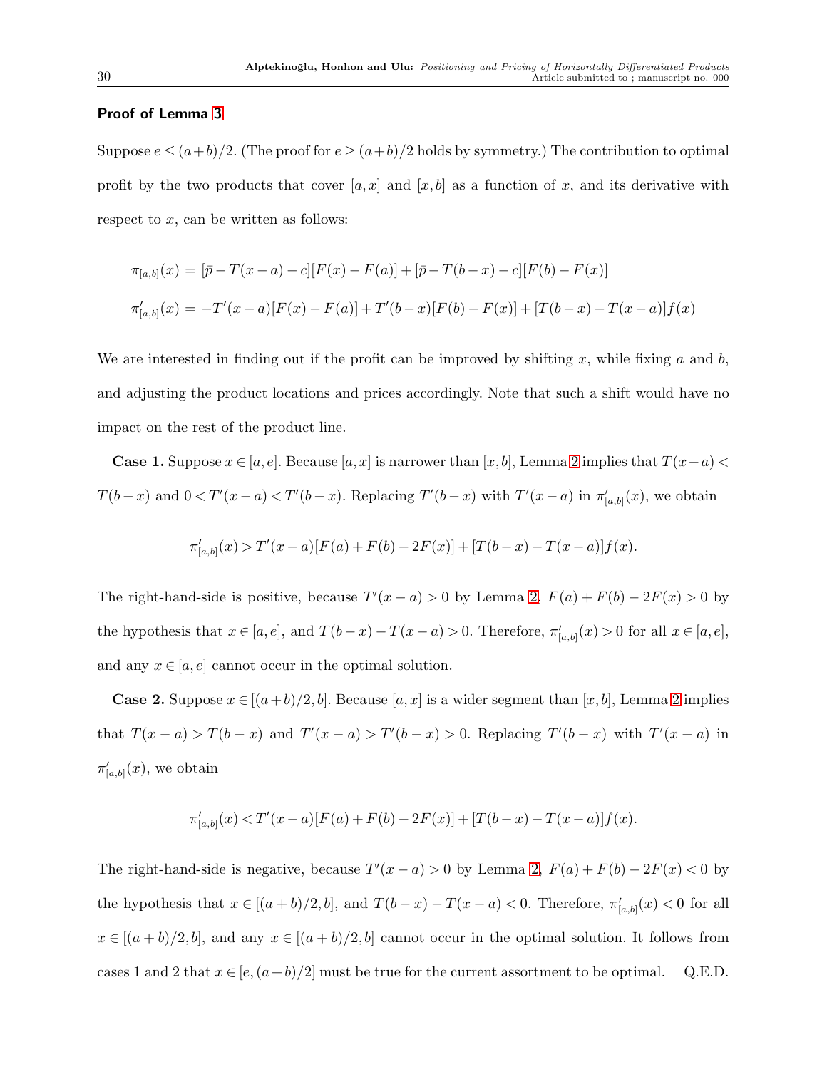**Proof of Lemma 3**

Suppose $e \le (a+b)/2$. (The proof for $e \ge (a+b)/2$ holds by symmetry.) The contribution to optimal profit by the two products that cover $[a,x]$ and $[x,b]$ as a function of $x$, and its derivative with respect to $x$, can be written as follows:

$$\pi_{[a,b]}(x) = [\bar{p} - T(x-a) - c][F(x) - F(a)] + [\bar{p} - T(b-x) - c][F(b) - F(x)]$$

$$\pi'_{[a,b]}(x) = -T'(x-a)[F(x) - F(a)] + T'(b-x)[F(b) - F(x)] + [T(b-x) - T(x-a)]f(x)$$

We are interested in finding out if the profit can be improved by shifting $x$, while fixing $a$ and $b$, and adjusting the product locations and prices accordingly. Note that such a shift would have no impact on the rest of the product line.

**Case 1.** Suppose $x \in [a,e]$. Because $[a,x]$ is narrower than $[x,b]$, Lemma 2 implies that $T(x-a) < T(b-x)$ and $0 < T'(x-a) < T'(b-x)$. Replacing $T'(b-x)$ with $T'(x-a)$ in $\pi'_{[a,b]}(x)$, we obtain

$$\pi'_{[a,b]}(x) > T'(x-a)[F(a) + F(b) - 2F(x)] + [T(b-x) - T(x-a)]f(x).$$

The right-hand-side is positive, because $T'(x-a) > 0$ by Lemma 2, $F(a) + F(b) - 2F(x) > 0$ by the hypothesis that $x \in [a,e]$, and $T(b-x) - T(x-a) > 0$. Therefore, $\pi'_{[a,b]}(x) > 0$ for all $x \in [a,e]$, and any $x \in [a,e]$ cannot occur in the optimal solution.

**Case 2.** Suppose $x \in [(a+b)/2, b]$. Because $[a,x]$ is a wider segment than $[x,b]$, Lemma 2 implies that $T(x-a) > T(b-x)$ and $T'(x-a) > T'(b-x) > 0$. Replacing $T'(b-x)$ with $T'(x-a)$ in $\pi'_{[a,b]}(x)$, we obtain

$$\pi'_{[a,b]}(x) < T'(x-a)[F(a) + F(b) - 2F(x)] + [T(b-x) - T(x-a)]f(x).$$

The right-hand-side is negative, because $T'(x-a) > 0$ by Lemma 2, $F(a) + F(b) - 2F(x) < 0$ by the hypothesis that $x \in [(a+b)/2, b]$, and $T(b-x) - T(x-a) < 0$. Therefore, $\pi'_{[a,b]}(x) < 0$ for all $x \in [(a+b)/2, b]$, and any $x \in [(a+b)/2, b]$ cannot occur in the optimal solution. It follows from cases 1 and 2 that $x \in [e, (a+b)/2]$ must be true for the current assortment to be optimal. Q.E.D.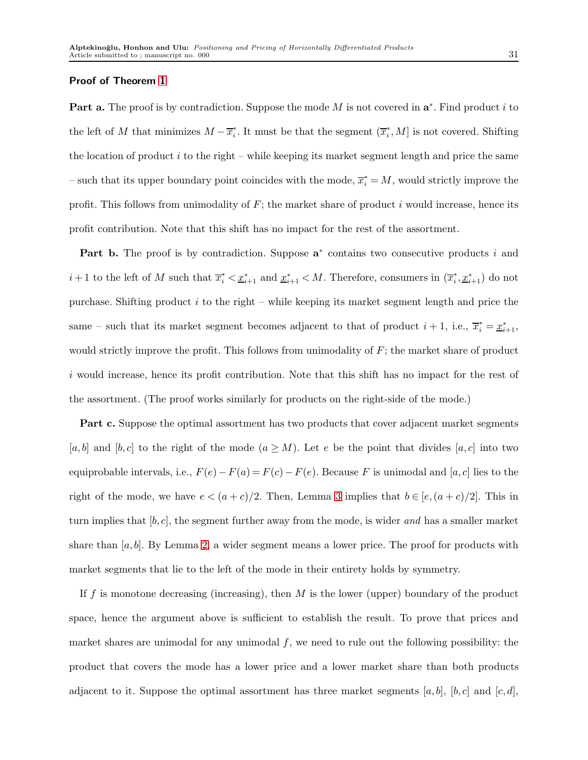**Proof of Theorem 1**

**Part a.** The proof is by contradiction. Suppose the mode $M$ is not covered in $\mathbf{a}^*$. Find product $i$ to the left of $M$ that minimizes $M - \overline{x}_i^*$. It must be that the segment $(\overline{x}_i^*, M]$ is not covered. Shifting the location of product $i$ to the right – while keeping its market segment length and price the same – such that its upper boundary point coincides with the mode, $\overline{x}_i^* = M$, would strictly improve the profit. This follows from unimodality of $F$; the market share of product $i$ would increase, hence its profit contribution. Note that this shift has no impact for the rest of the assortment.

**Part b.** The proof is by contradiction. Suppose $\mathbf{a}^*$ contains two consecutive products $i$ and $i+1$ to the left of $M$ such that $\overline{x}_i^* < \underline{x}_{i+1}^*$ and $\underline{x}_{i+1}^* < M$. Therefore, consumers in $(\overline{x}_i^*, \underline{x}_{i+1}^*)$ do not purchase. Shifting product $i$ to the right – while keeping its market segment length and price the same – such that its market segment becomes adjacent to that of product $i+1$, i.e., $\overline{x}_i^* = \underline{x}_{i+1}^*$, would strictly improve the profit. This follows from unimodality of $F$; the market share of product $i$ would increase, hence its profit contribution. Note that this shift has no impact for the rest of the assortment. (The proof works similarly for products on the right-side of the mode.)

**Part c.** Suppose the optimal assortment has two products that cover adjacent market segments $[a,b]$ and $[b,c]$ to the right of the mode ($a \geq M$). Let $e$ be the point that divides $[a,c]$ into two equiprobable intervals, i.e., $F(e) - F(a) = F(c) - F(e)$. Because $F$ is unimodal and $[a,c]$ lies to the right of the mode, we have $e < (a+c)/2$. Then, Lemma 3 implies that $b \in [e, (a+c)/2]$. This in turn implies that $[b,c]$, the segment further away from the mode, is wider *and* has a smaller market share than $[a,b]$. By Lemma 2, a wider segment means a lower price. The proof for products with market segments that lie to the left of the mode in their entirety holds by symmetry.

If $f$ is monotone decreasing (increasing), then $M$ is the lower (upper) boundary of the product space, hence the argument above is sufficient to establish the result. To prove that prices and market shares are unimodal for any unimodal $f$, we need to rule out the following possibility: the product that covers the mode has a lower price and a lower market share than both products adjacent to it. Suppose the optimal assortment has three market segments $[a,b]$, $[b,c]$ and $[c,d]$,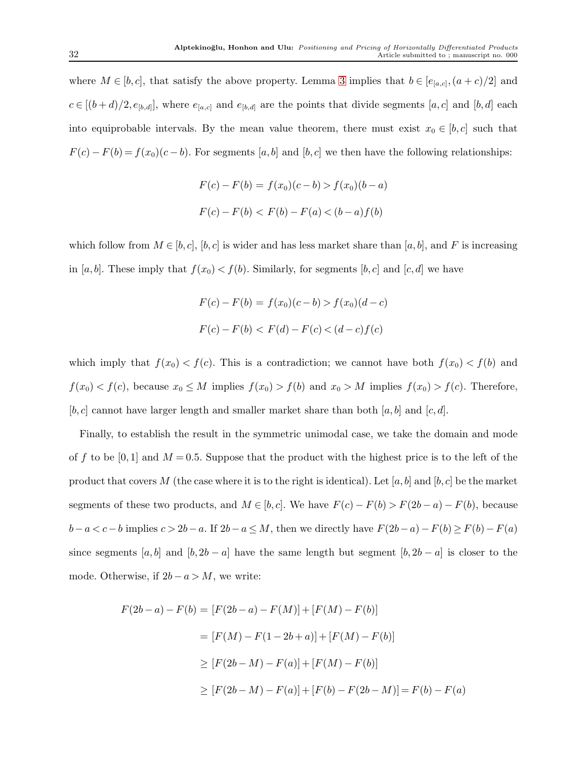where $M \in [b,c]$, that satisfy the above property. Lemma 3 implies that $b \in [e_{[a,c]}, (a+c)/2]$ and $c \in [(b+d)/2, e_{[b,d]}]$, where $e_{[a,c]}$ and $e_{[b,d]}$ are the points that divide segments $[a,c]$ and $[b,d]$ each into equiprobable intervals. By the mean value theorem, there must exist $x_0 \in [b,c]$ such that $F(c) - F(b) = f(x_0)(c-b)$. For segments $[a,b]$ and $[b,c]$ we then have the following relationships:

$$F(c) - F(b) = f(x_0)(c-b) > f(x_0)(b-a)$$

$$F(c) - F(b) < F(b) - F(a) < (b-a)f(b)$$

which follow from $M \in [b,c]$, $[b,c]$ is wider and has less market share than $[a,b]$, and $F$ is increasing in $[a,b]$. These imply that $f(x_0) < f(b)$. Similarly, for segments $[b,c]$ and $[c,d]$ we have

$$F(c) - F(b) = f(x_0)(c-b) > f(x_0)(d-c)$$

$$F(c) - F(b) < F(d) - F(c) < (d-c)f(c)$$

which imply that $f(x_0) < f(c)$. This is a contradiction; we cannot have both $f(x_0) < f(b)$ and $f(x_0) < f(c)$, because $x_0 \leq M$ implies $f(x_0) > f(b)$ and $x_0 > M$ implies $f(x_0) > f(c)$. Therefore, $[b,c]$ cannot have larger length and smaller market share than both $[a,b]$ and $[c,d]$.

Finally, to establish the result in the symmetric unimodal case, we take the domain and mode of $f$ to be $[0,1]$ and $M = 0.5$. Suppose that the product with the highest price is to the left of the product that covers $M$ (the case where it is to the right is identical). Let $[a,b]$ and $[b,c]$ be the market segments of these two products, and $M \in [b,c]$. We have $F(c) - F(b) > F(2b-a) - F(b)$, because $b - a < c - b$ implies $c > 2b - a$. If $2b - a \leq M$, then we directly have $F(2b-a) - F(b) \geq F(b) - F(a)$ since segments $[a,b]$ and $[b, 2b-a]$ have the same length but segment $[b, 2b-a]$ is closer to the mode. Otherwise, if $2b - a > M$, we write:

$$\begin{aligned}
F(2b-a) - F(b) &= [F(2b-a) - F(M)] + [F(M) - F(b)] \\
&= [F(M) - F(1-2b+a)] + [F(M) - F(b)] \\
&\geq [F(2b-M) - F(a)] + [F(M) - F(b)] \\
&\geq [F(2b-M) - F(a)] + [F(b) - F(2b-M)] = F(b) - F(a)
\end{aligned}$$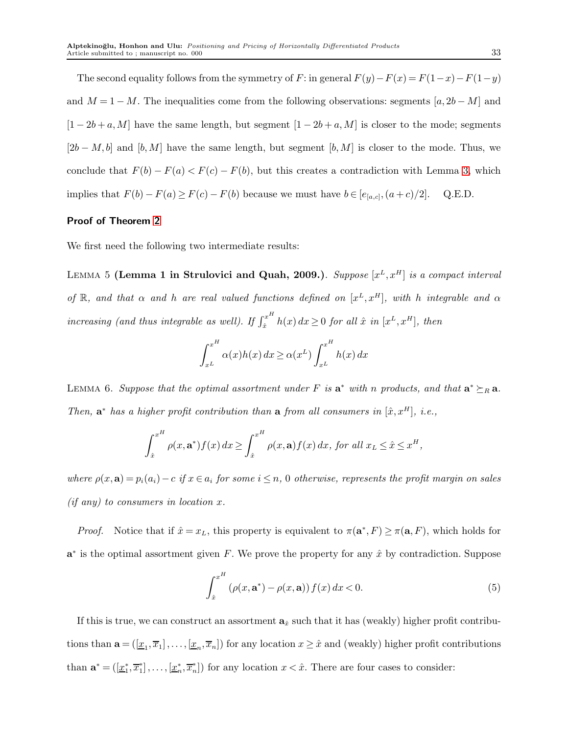The second equality follows from the symmetry of $F$: in general $F(y)-F(x)=F(1-x)-F(1-y)$ and $M=1-M$. The inequalities come from the following observations: segments $[a,2b-M]$ and $[1-2b+a,M]$ have the same length, but segment $[1-2b+a,M]$ is closer to the mode; segments $[2b-M,b]$ and $[b,M]$ have the same length, but segment $[b,M]$ is closer to the mode. Thus, we conclude that $F(b)-F(a)<F(c)-F(b)$, but this creates a contradiction with Lemma 3, which implies that $F(b)-F(a)\geq F(c)-F(b)$ because we must have $b\in[e_{[a,c]},(a+c)/2]$. Q.E.D.

**Proof of Theorem 2**

We first need the following two intermediate results:

LEMMA 5 **(Lemma 1 in Strulovici and Quah, 2009.)**. *Suppose $[x^L,x^H]$ is a compact interval of $\mathbb{R}$, and that $\alpha$ and $h$ are real valued functions defined on $[x^L,x^H]$, with $h$ integrable and $\alpha$ increasing (and thus integrable as well). If $\int_{\hat{x}}^{x^H} h(x)\,dx\geq 0$ for all $\hat{x}$ in $[x^L,x^H]$, then*

$$\int_{x^L}^{x^H}\alpha(x)h(x)\,dx\geq \alpha(x^L)\int_{x^L}^{x^H}h(x)\,dx$$

LEMMA 6. *Suppose that the optimal assortment under $F$ is $\mathbf{a}^*$ with $n$ products, and that $\mathbf{a}^*\succeq_R\mathbf{a}$. Then, $\mathbf{a}^*$ has a higher profit contribution than $\mathbf{a}$ from all consumers in $[\hat{x},x^H]$, i.e.,*

$$\int_{\hat{x}}^{x^H}\rho(x,\mathbf{a}^*)f(x)\,dx\geq\int_{\hat{x}}^{x^H}\rho(x,\mathbf{a})f(x)\,dx,\text{ for all } x_L\leq\hat{x}\leq x^H,$$

*where $\rho(x,\mathbf{a})=p_i(a_i)-c$ if $x\in a_i$ for some $i\leq n$, $0$ otherwise, represents the profit margin on sales (if any) to consumers in location $x$.*

*Proof.* Notice that if $\hat{x}=x_L$, this property is equivalent to $\pi(\mathbf{a}^*,F)\geq\pi(\mathbf{a},F)$, which holds for $\mathbf{a}^*$ is the optimal assortment given $F$. We prove the property for any $\hat{x}$ by contradiction. Suppose

$$\int_{\hat{x}}^{x^H}\left(\rho(x,\mathbf{a}^*)-\rho(x,\mathbf{a})\right)f(x)\,dx<0. \tag{5}$$

If this is true, we can construct an assortment $\mathbf{a}_{\hat{x}}$ such that it has (weakly) higher profit contributions than $\mathbf{a}=([\underline{x}_1,\overline{x}_1],\ldots,[\underline{x}_n,\overline{x}_n])$ for any location $x\geq\hat{x}$ and (weakly) higher profit contributions than $\mathbf{a}^*=([\underline{x}_1^*,\overline{x}_1^*],\ldots,[\underline{x}_n^*,\overline{x}_n^*])$ for any location $x<\hat{x}$. There are four cases to consider: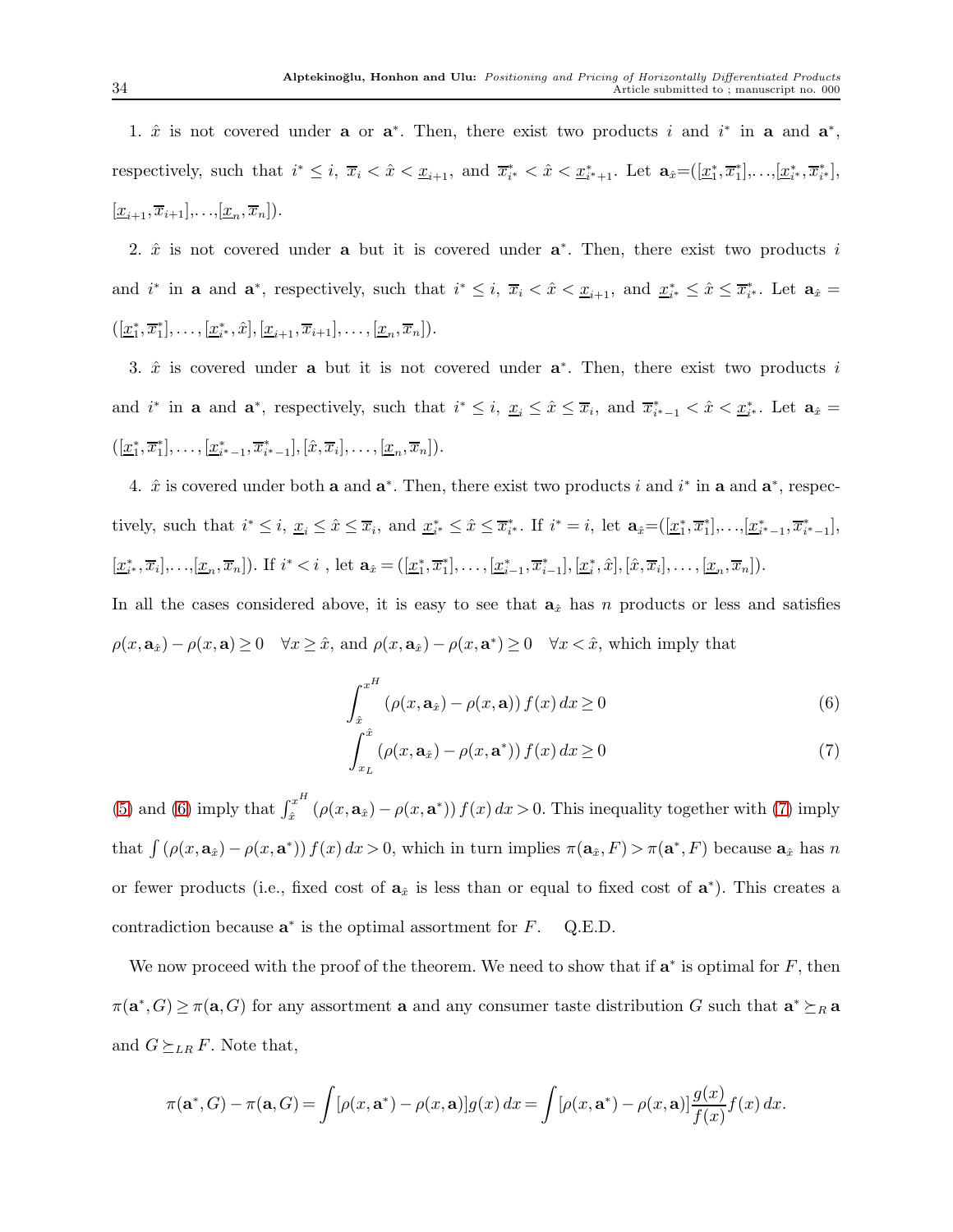1. $\hat{x}$ is not covered under $\mathbf{a}$ or $\mathbf{a}^*$. Then, there exist two products $i$ and $i^*$ in $\mathbf{a}$ and $\mathbf{a}^*$, respectively, such that $i^* \leq i$, $\overline{x}_i < \hat{x} < \underline{x}_{i+1}$, and $\overline{x}^*_{i^*} < \hat{x} < \underline{x}^*_{i^*+1}$. Let $\mathbf{a}_{\hat{x}}=([\underline{x}^*_1,\overline{x}^*_1],\ldots,[\underline{x}^*_{i^*},\overline{x}^*_{i^*}],[\underline{x}_{i+1},\overline{x}_{i+1}],\ldots,[\underline{x}_n,\overline{x}_n])$.

2. $\hat{x}$ is not covered under $\mathbf{a}$ but it is covered under $\mathbf{a}^*$. Then, there exist two products $i$ and $i^*$ in $\mathbf{a}$ and $\mathbf{a}^*$, respectively, such that $i^* \leq i$, $\overline{x}_i < \hat{x} < \underline{x}_{i+1}$, and $\underline{x}^*_{i^*} \leq \hat{x} \leq \overline{x}^*_{i^*}$. Let $\mathbf{a}_{\hat{x}} = ([\underline{x}^*_1,\overline{x}^*_1],\ldots,[\underline{x}^*_{i^*},\hat{x}],[\underline{x}_{i+1},\overline{x}_{i+1}],\ldots,[\underline{x}_n,\overline{x}_n])$.

3. $\hat{x}$ is covered under $\mathbf{a}$ but it is not covered under $\mathbf{a}^*$. Then, there exist two products $i$ and $i^*$ in $\mathbf{a}$ and $\mathbf{a}^*$, respectively, such that $i^* \leq i$, $\underline{x}_i \leq \hat{x} \leq \overline{x}_i$, and $\overline{x}^*_{i^*-1} < \hat{x} < \underline{x}^*_{i^*}$. Let $\mathbf{a}_{\hat{x}} = ([\underline{x}^*_1,\overline{x}^*_1],\ldots,[\underline{x}^*_{i^*-1},\overline{x}^*_{i^*-1}],[\hat{x},\overline{x}_i],\ldots,[\underline{x}_n,\overline{x}_n])$.

4. $\hat{x}$ is covered under both $\mathbf{a}$ and $\mathbf{a}^*$. Then, there exist two products $i$ and $i^*$ in $\mathbf{a}$ and $\mathbf{a}^*$, respectively, such that $i^* \leq i$, $\underline{x}_i \leq \hat{x} \leq \overline{x}_i$, and $\underline{x}^*_{i^*} \leq \hat{x} \leq \overline{x}^*_{i^*}$. If $i^* = i$, let $\mathbf{a}_{\hat{x}}=([\underline{x}^*_1,\overline{x}^*_1],\ldots,[\underline{x}^*_{i^*-1},\overline{x}^*_{i^*-1}],[\underline{x}^*_{i^*},\overline{x}_i],\ldots,[\underline{x}_n,\overline{x}_n])$. If $i^* < i$ , let $\mathbf{a}_{\hat{x}} = ([\underline{x}^*_1,\overline{x}^*_1],\ldots,[\underline{x}^*_{i-1},\overline{x}^*_{i-1}],[\underline{x}^*_i,\hat{x}],[\hat{x},\overline{x}_i],\ldots,[\underline{x}_n,\overline{x}_n])$.

In all the cases considered above, it is easy to see that $\mathbf{a}_{\hat{x}}$ has $n$ products or less and satisfies $\rho(x,\mathbf{a}_{\hat{x}}) - \rho(x,\mathbf{a}) \geq 0 \quad \forall x \geq \hat{x}$, and $\rho(x,\mathbf{a}_{\hat{x}}) - \rho(x,\mathbf{a}^*) \geq 0 \quad \forall x < \hat{x}$, which imply that

$$\int_{\hat{x}}^{x^H} (\rho(x,\mathbf{a}_{\hat{x}}) - \rho(x,\mathbf{a}))\, f(x)\, dx \geq 0 \tag{6}$$

$$\int_{x_L}^{\hat{x}} (\rho(x,\mathbf{a}_{\hat{x}}) - \rho(x,\mathbf{a}^*))\, f(x)\, dx \geq 0 \tag{7}$$

(5) and (6) imply that $\int_{\hat{x}}^{x^H} (\rho(x,\mathbf{a}_{\hat{x}}) - \rho(x,\mathbf{a}^*))\, f(x)\, dx > 0$. This inequality together with (7) imply that $\int (\rho(x,\mathbf{a}_{\hat{x}}) - \rho(x,\mathbf{a}^*))\, f(x)\, dx > 0$, which in turn implies $\pi(\mathbf{a}_{\hat{x}},F) > \pi(\mathbf{a}^*,F)$ because $\mathbf{a}_{\hat{x}}$ has $n$ or fewer products (i.e., fixed cost of $\mathbf{a}_{\hat{x}}$ is less than or equal to fixed cost of $\mathbf{a}^*$). This creates a contradiction because $\mathbf{a}^*$ is the optimal assortment for $F$. Q.E.D.

We now proceed with the proof of the theorem. We need to show that if $\mathbf{a}^*$ is optimal for $F$, then $\pi(\mathbf{a}^*,G) \geq \pi(\mathbf{a},G)$ for any assortment $\mathbf{a}$ and any consumer taste distribution $G$ such that $\mathbf{a}^* \succeq_R \mathbf{a}$ and $G \succeq_{LR} F$. Note that,

$$\pi(\mathbf{a}^*,G) - \pi(\mathbf{a},G) = \int [\rho(x,\mathbf{a}^*) - \rho(x,\mathbf{a})] g(x)\, dx = \int [\rho(x,\mathbf{a}^*) - \rho(x,\mathbf{a})] \frac{g(x)}{f(x)} f(x)\, dx.$$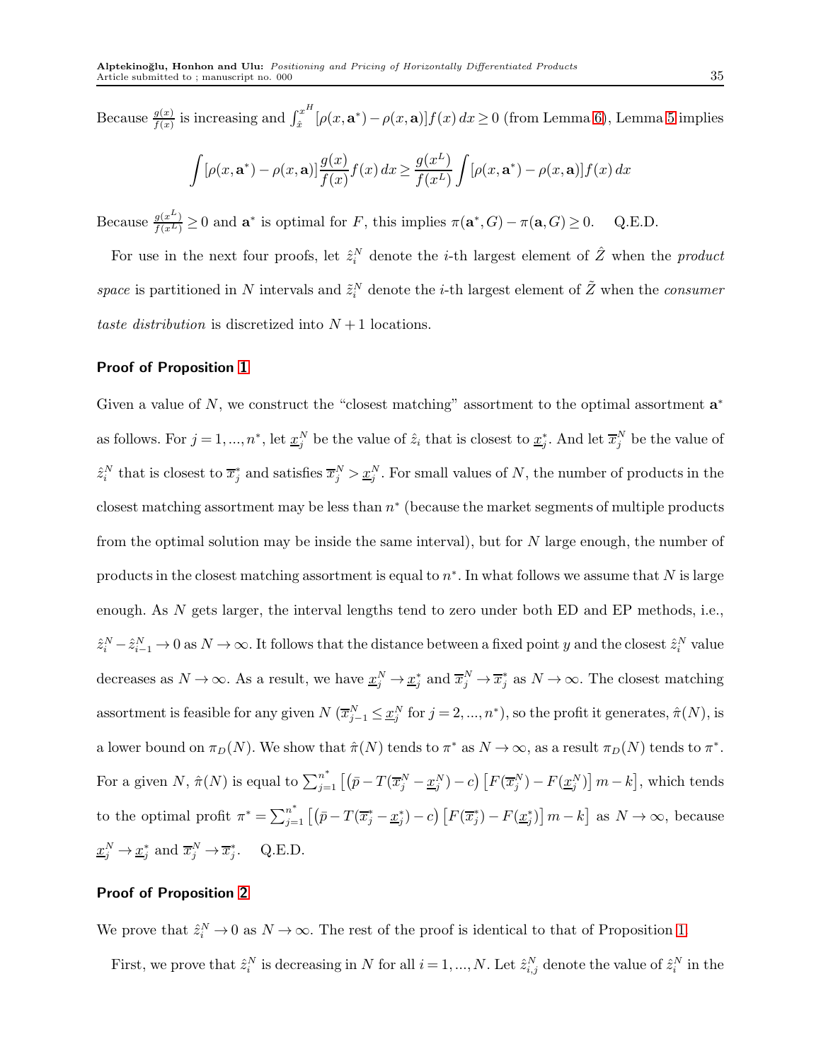Because $\frac{g(x)}{f(x)}$ is increasing and $\int_{\hat{x}}^{x^H} [\rho(x, \mathbf{a}^*) - \rho(x, \mathbf{a})] f(x)\, dx \geq 0$ (from Lemma 6), Lemma 5 implies

$$\int [\rho(x, \mathbf{a}^*) - \rho(x, \mathbf{a})] \frac{g(x)}{f(x)} f(x)\, dx \geq \frac{g(x^L)}{f(x^L)} \int [\rho(x, \mathbf{a}^*) - \rho(x, \mathbf{a})] f(x)\, dx$$

Because $\frac{g(x^L)}{f(x^L)} \geq 0$ and $\mathbf{a}^*$ is optimal for $F$, this implies $\pi(\mathbf{a}^*, G) - \pi(\mathbf{a}, G) \geq 0$. Q.E.D.

For use in the next four proofs, let $\hat{z}_i^N$ denote the $i$-th largest element of $\hat{Z}$ when the *product space* is partitioned in $N$ intervals and $\tilde{z}_i^N$ denote the $i$-th largest element of $\tilde{Z}$ when the *consumer taste distribution* is discretized into $N+1$ locations.

### Proof of Proposition 1

Given a value of $N$, we construct the "closest matching" assortment to the optimal assortment $\mathbf{a}^*$ as follows. For $j = 1, ..., n^*$, let $\underline{x}_j^N$ be the value of $\hat{z}_i$ that is closest to $\underline{x}_j^*$. And let $\overline{x}_j^N$ be the value of $\hat{z}_i^N$ that is closest to $\overline{x}_j^*$ and satisfies $\overline{x}_j^N > \underline{x}_j^N$. For small values of $N$, the number of products in the closest matching assortment may be less than $n^*$ (because the market segments of multiple products from the optimal solution may be inside the same interval), but for $N$ large enough, the number of products in the closest matching assortment is equal to $n^*$. In what follows we assume that $N$ is large enough. As $N$ gets larger, the interval lengths tend to zero under both ED and EP methods, i.e., $\hat{z}_i^N - \hat{z}_{i-1}^N \to 0$ as $N \to \infty$. It follows that the distance between a fixed point $y$ and the closest $\hat{z}_i^N$ value decreases as $N \to \infty$. As a result, we have $\underline{x}_j^N \to \underline{x}_j^*$ and $\overline{x}_j^N \to \overline{x}_j^*$ as $N \to \infty$. The closest matching assortment is feasible for any given $N$ ($\overline{x}_{j-1}^N \leq \underline{x}_j^N$ for $j = 2, ..., n^*$), so the profit it generates, $\hat{\pi}(N)$, is a lower bound on $\pi_D(N)$. We show that $\hat{\pi}(N)$ tends to $\pi^*$ as $N \to \infty$, as a result $\pi_D(N)$ tends to $\pi^*$. For a given $N$, $\hat{\pi}(N)$ is equal to $\sum_{j=1}^{n^*} \left[ \left(\bar{p} - T(\overline{x}_j^N - \underline{x}_j^N) - c\right) \left[F(\overline{x}_j^N) - F(\underline{x}_j^N)\right] m - k \right]$, which tends to the optimal profit $\pi^* = \sum_{j=1}^{n^*} \left[ \left(\bar{p} - T(\overline{x}_j^* - \underline{x}_j^*) - c\right) \left[F(\overline{x}_j^*) - F(\underline{x}_j^*)\right] m - k \right]$ as $N \to \infty$, because $\underline{x}_j^N \to \underline{x}_j^*$ and $\overline{x}_j^N \to \overline{x}_j^*$. Q.E.D.

### Proof of Proposition 2

We prove that $\hat{z}_i^N \to 0$ as $N \to \infty$. The rest of the proof is identical to that of Proposition 1.

First, we prove that $\hat{z}_i^N$ is decreasing in $N$ for all $i = 1, ..., N$. Let $\hat{z}_{i,j}^N$ denote the value of $\hat{z}_i^N$ in the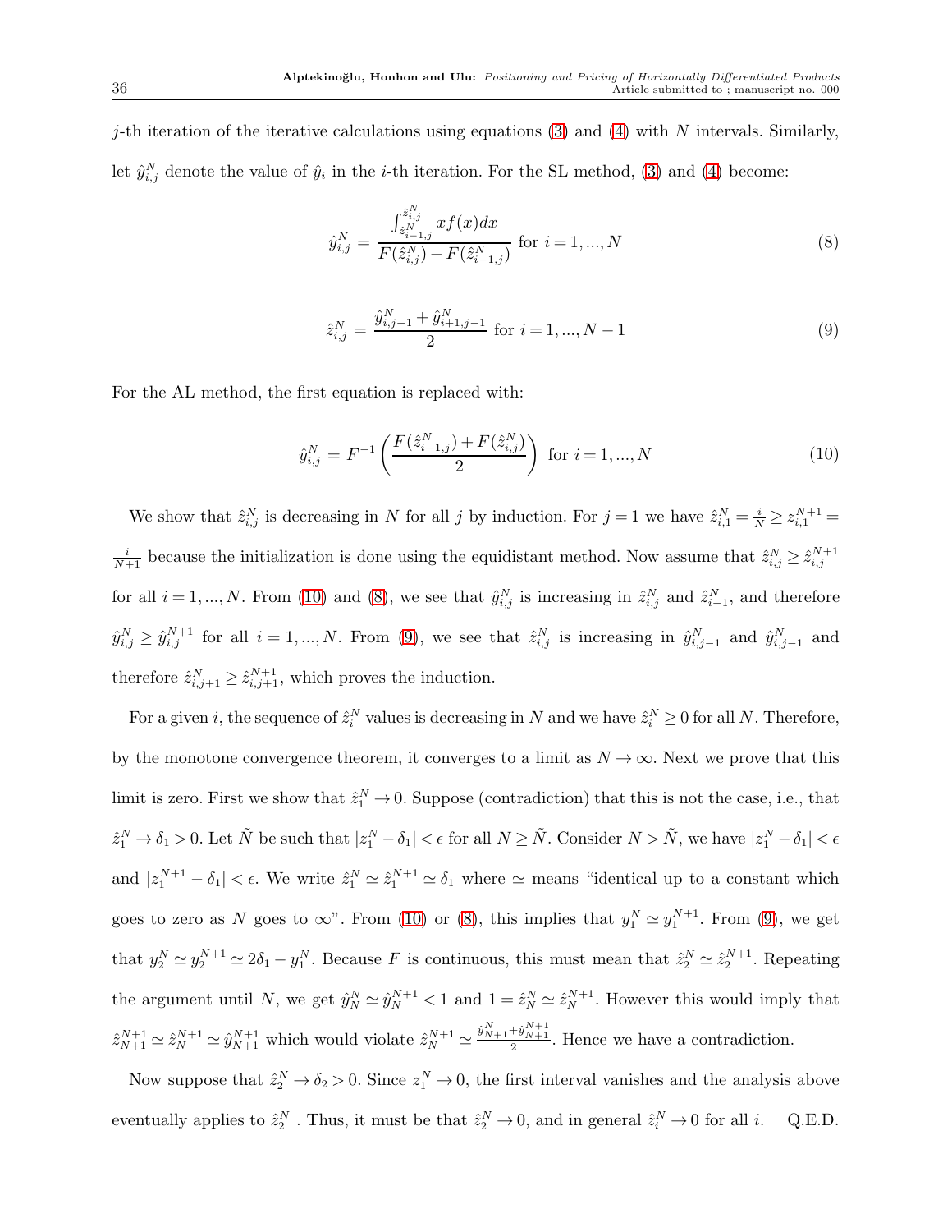$j$-th iteration of the iterative calculations using equations (3) and (4) with $N$ intervals. Similarly, let $\hat{y}_{i,j}^N$ denote the value of $\hat{y}_i$ in the $i$-th iteration. For the SL method, (3) and (4) become:

$$\hat{y}_{i,j}^N = \frac{\int_{\hat{z}_{i-1,j}^N}^{\hat{z}_{i,j}^N} xf(x)dx}{F(\hat{z}_{i,j}^N) - F(\hat{z}_{i-1,j}^N)} \text{ for } i = 1, ..., N \tag{8}$$

$$\hat{z}_{i,j}^N = \frac{\hat{y}_{i,j-1}^N + \hat{y}_{i+1,j-1}^N}{2} \text{ for } i = 1, ..., N-1 \tag{9}$$

For the AL method, the first equation is replaced with:

$$\hat{y}_{i,j}^N = F^{-1}\left(\frac{F(\hat{z}_{i-1,j}^N) + F(\hat{z}_{i,j}^N)}{2}\right) \text{ for } i = 1, ..., N \tag{10}$$

We show that $\hat{z}_{i,j}^N$ is decreasing in $N$ for all $j$ by induction. For $j = 1$ we have $\hat{z}_{i,1}^N = \frac{i}{N} \geq z_{i,1}^{N+1} = \frac{i}{N+1}$ because the initialization is done using the equidistant method. Now assume that $\hat{z}_{i,j}^N \geq \hat{z}_{i,j}^{N+1}$ for all $i = 1, ..., N$. From (10) and (8), we see that $\hat{y}_{i,j}^N$ is increasing in $\hat{z}_{i,j}^N$ and $\hat{z}_{i-1}^N$, and therefore $\hat{y}_{i,j}^N \geq \hat{y}_{i,j}^{N+1}$ for all $i = 1, ..., N$. From (9), we see that $\hat{z}_{i,j}^N$ is increasing in $\hat{y}_{i,j-1}^N$ and $\hat{y}_{i,j-1}^N$ and therefore $\hat{z}_{i,j+1}^N \geq \hat{z}_{i,j+1}^{N+1}$, which proves the induction.

For a given $i$, the sequence of $\hat{z}_i^N$ values is decreasing in $N$ and we have $\hat{z}_i^N \geq 0$ for all $N$. Therefore, by the monotone convergence theorem, it converges to a limit as $N \to \infty$. Next we prove that this limit is zero. First we show that $\hat{z}_1^N \to 0$. Suppose (contradiction) that this is not the case, i.e., that $\hat{z}_1^N \to \delta_1 > 0$. Let $\tilde{N}$ be such that $|z_1^N - \delta_1| < \epsilon$ for all $N \geq \tilde{N}$. Consider $N > \tilde{N}$, we have $|z_1^N - \delta_1| < \epsilon$ and $|z_1^{N+1} - \delta_1| < \epsilon$. We write $\hat{z}_1^N \simeq \hat{z}_1^{N+1} \simeq \delta_1$ where $\simeq$ means "identical up to a constant which goes to zero as $N$ goes to $\infty$". From (10) or (8), this implies that $y_1^N \simeq y_1^{N+1}$. From (9), we get that $y_2^N \simeq y_2^{N+1} \simeq 2\delta_1 - y_1^N$. Because $F$ is continuous, this must mean that $\hat{z}_2^N \simeq \hat{z}_2^{N+1}$. Repeating the argument until $N$, we get $\hat{y}_N^N \simeq \hat{y}_N^{N+1} < 1$ and $1 = \hat{z}_N^N \simeq \hat{z}_N^{N+1}$. However this would imply that $\hat{z}_{N+1}^{N+1} \simeq \hat{z}_N^{N+1} \simeq \hat{y}_{N+1}^{N+1}$ which would violate $\hat{z}_N^{N+1} \simeq \frac{\hat{y}_{N+1}^N + \hat{y}_{N+1}^{N+1}}{2}$. Hence we have a contradiction.

Now suppose that $\hat{z}_2^N \to \delta_2 > 0$. Since $z_1^N \to 0$, the first interval vanishes and the analysis above eventually applies to $\hat{z}_2^N$ . Thus, it must be that $\hat{z}_2^N \to 0$, and in general $\hat{z}_i^N \to 0$ for all $i$. Q.E.D.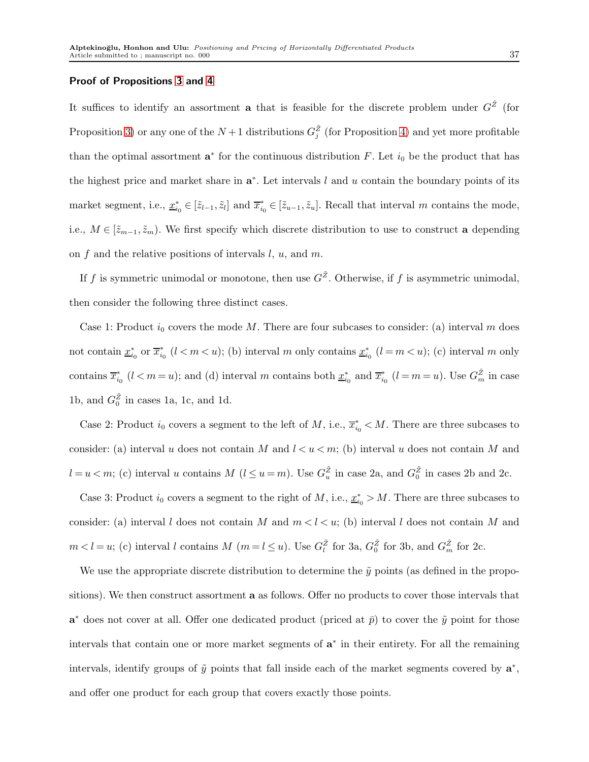**Proof of Propositions 3 and 4**

It suffices to identify an assortment $\mathbf{a}$ that is feasible for the discrete problem under $G^{\tilde{Z}}$ (for Proposition 3) or any one of the $N+1$ distributions $G_j^{\tilde{Z}}$ (for Proposition 4) and yet more profitable than the optimal assortment $\mathbf{a}^*$ for the continuous distribution $F$. Let $i_0$ be the product that has the highest price and market share in $\mathbf{a}^*$. Let intervals $l$ and $u$ contain the boundary points of its market segment, i.e., $\underline{x}_{i_0}^* \in [\tilde{z}_{l-1}, \tilde{z}_l]$ and $\overline{x}_{i_0}^* \in [\tilde{z}_{u-1}, \tilde{z}_u]$. Recall that interval $m$ contains the mode, i.e., $M \in [\tilde{z}_{m-1}, \tilde{z}_m)$. We first specify which discrete distribution to use to construct $\mathbf{a}$ depending on $f$ and the relative positions of intervals $l$, $u$, and $m$.

If $f$ is symmetric unimodal or monotone, then use $G^{\tilde{Z}}$. Otherwise, if $f$ is asymmetric unimodal, then consider the following three distinct cases.

Case 1: Product $i_0$ covers the mode $M$. There are four subcases to consider: (a) interval $m$ does not contain $\underline{x}_{i_0}^*$ or $\overline{x}_{i_0}^*$ ($l < m < u$); (b) interval $m$ only contains $\underline{x}_{i_0}^*$ ($l = m < u$); (c) interval $m$ only contains $\overline{x}_{i_0}^*$ ($l < m = u$); and (d) interval $m$ contains both $\underline{x}_{i_0}^*$ and $\overline{x}_{i_0}^*$ ($l = m = u$). Use $G_m^{\tilde{Z}}$ in case 1b, and $G_0^{\tilde{Z}}$ in cases 1a, 1c, and 1d.

Case 2: Product $i_0$ covers a segment to the left of $M$, i.e., $\overline{x}_{i_0}^* < M$. There are three subcases to consider: (a) interval $u$ does not contain $M$ and $l < u < m$; (b) interval $u$ does not contain $M$ and $l = u < m$; (c) interval $u$ contains $M$ ($l \le u = m$). Use $G_u^{\tilde{Z}}$ in case 2a, and $G_0^{\tilde{Z}}$ in cases 2b and 2c.

Case 3: Product $i_0$ covers a segment to the right of $M$, i.e., $\underline{x}_{i_0}^* > M$. There are three subcases to consider: (a) interval $l$ does not contain $M$ and $m < l < u$; (b) interval $l$ does not contain $M$ and $m < l = u$; (c) interval $l$ contains $M$ ($m = l \le u$). Use $G_l^{\tilde{Z}}$ for 3a, $G_0^{\tilde{Z}}$ for 3b, and $G_m^{\tilde{Z}}$ for 2c.

We use the appropriate discrete distribution to determine the $\tilde{y}$ points (as defined in the propositions). We then construct assortment $\mathbf{a}$ as follows. Offer no products to cover those intervals that $\mathbf{a}^*$ does not cover at all. Offer one dedicated product (priced at $\bar{p}$) to cover the $\tilde{y}$ point for those intervals that contain one or more market segments of $\mathbf{a}^*$ in their entirety. For all the remaining intervals, identify groups of $\tilde{y}$ points that fall inside each of the market segments covered by $\mathbf{a}^*$, and offer one product for each group that covers exactly those points.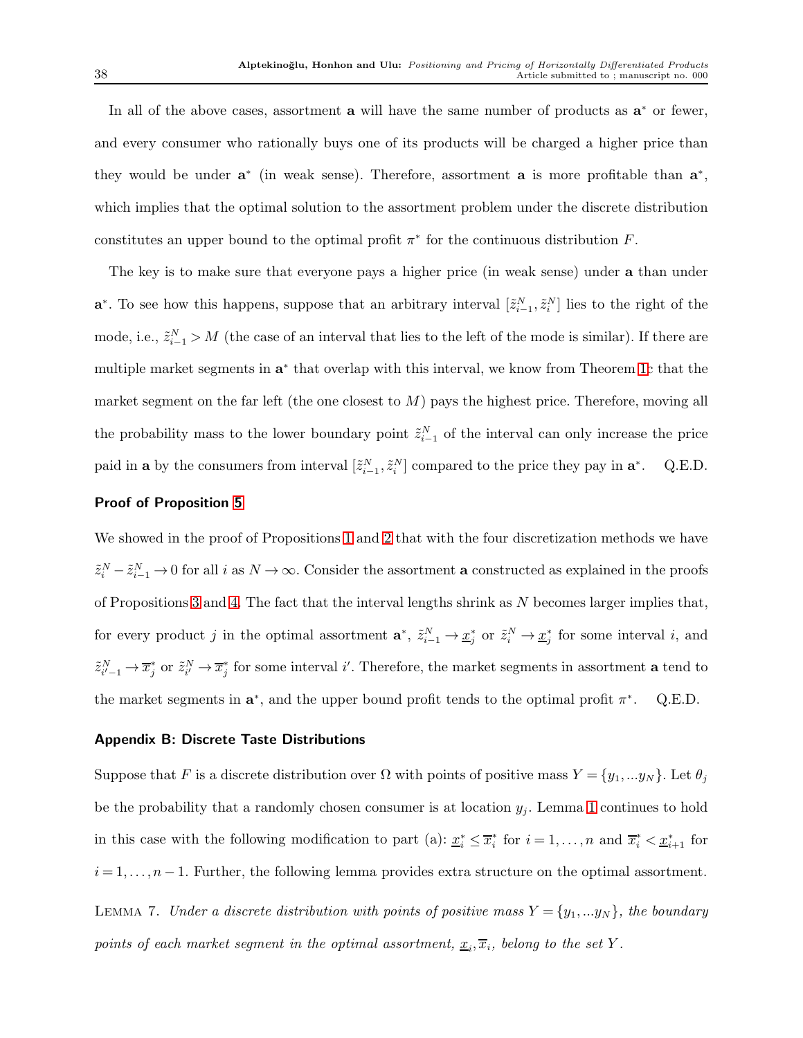In all of the above cases, assortment $\mathbf{a}$ will have the same number of products as $\mathbf{a}^*$ or fewer, and every consumer who rationally buys one of its products will be charged a higher price than they would be under $\mathbf{a}^*$ (in weak sense). Therefore, assortment $\mathbf{a}$ is more profitable than $\mathbf{a}^*$, which implies that the optimal solution to the assortment problem under the discrete distribution constitutes an upper bound to the optimal profit $\pi^*$ for the continuous distribution $F$.

The key is to make sure that everyone pays a higher price (in weak sense) under $\mathbf{a}$ than under $\mathbf{a}^*$. To see how this happens, suppose that an arbitrary interval $[\tilde{z}_{i-1}^N, \tilde{z}_i^N]$ lies to the right of the mode, i.e., $\tilde{z}_{i-1}^N > M$ (the case of an interval that lies to the left of the mode is similar). If there are multiple market segments in $\mathbf{a}^*$ that overlap with this interval, we know from Theorem 1c that the market segment on the far left (the one closest to $M$) pays the highest price. Therefore, moving all the probability mass to the lower boundary point $\tilde{z}_{i-1}^N$ of the interval can only increase the price paid in $\mathbf{a}$ by the consumers from interval $[\tilde{z}_{i-1}^N, \tilde{z}_i^N]$ compared to the price they pay in $\mathbf{a}^*$. Q.E.D.

#### Proof of Proposition 5

We showed in the proof of Propositions 1 and 2 that with the four discretization methods we have $\tilde{z}_i^N - \tilde{z}_{i-1}^N \to 0$ for all $i$ as $N \to \infty$. Consider the assortment $\mathbf{a}$ constructed as explained in the proofs of Propositions 3 and 4. The fact that the interval lengths shrink as $N$ becomes larger implies that, for every product $j$ in the optimal assortment $\mathbf{a}^*$, $\tilde{z}_{i-1}^N \to \underline{x}_j^*$ or $\tilde{z}_i^N \to \underline{x}_j^*$ for some interval $i$, and $\tilde{z}_{i'-1}^N \to \overline{x}_j^*$ or $\tilde{z}_{i'}^N \to \overline{x}_j^*$ for some interval $i'$. Therefore, the market segments in assortment $\mathbf{a}$ tend to the market segments in $\mathbf{a}^*$, and the upper bound profit tends to the optimal profit $\pi^*$. Q.E.D.

#### Appendix B: Discrete Taste Distributions

Suppose that $F$ is a discrete distribution over $\Omega$ with points of positive mass $Y = \{y_1, ... y_N\}$. Let $\theta_j$ be the probability that a randomly chosen consumer is at location $y_j$. Lemma 1 continues to hold in this case with the following modification to part (a): $\underline{x}_i^* \leq \overline{x}_i^*$ for $i = 1, \ldots, n$ and $\overline{x}_i^* < \underline{x}_{i+1}^*$ for $i = 1, \ldots, n-1$. Further, the following lemma provides extra structure on the optimal assortment.

LEMMA 7. *Under a discrete distribution with points of positive mass $Y = \{y_1, ... y_N\}$, the boundary points of each market segment in the optimal assortment, $\underline{x}_i, \overline{x}_i$, belong to the set $Y$.*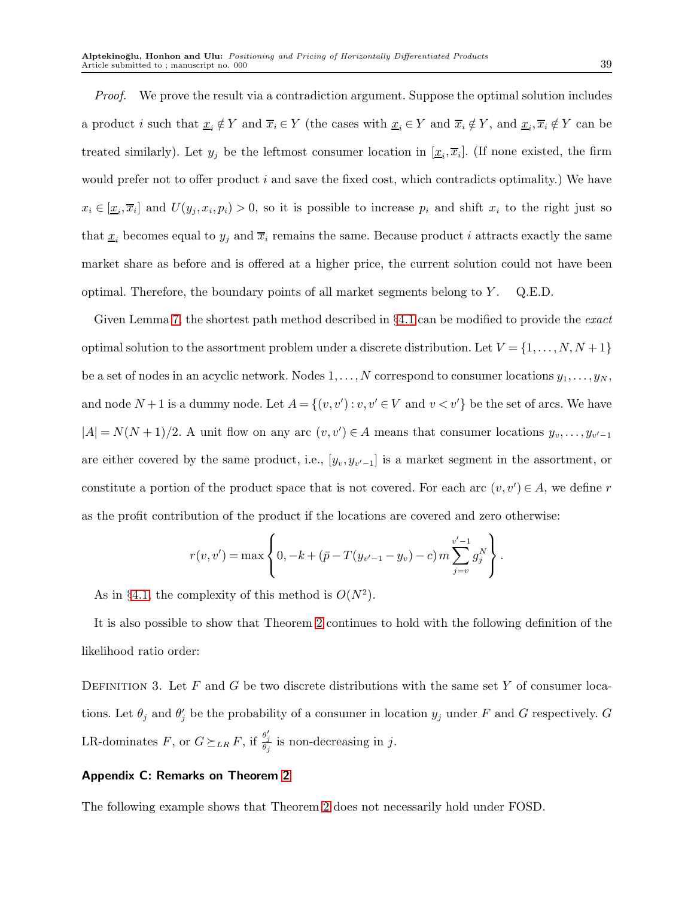*Proof.* We prove the result via a contradiction argument. Suppose the optimal solution includes a product $i$ such that $\underline{x}_i \notin Y$ and $\overline{x}_i \in Y$ (the cases with $\underline{x}_i \in Y$ and $\overline{x}_i \notin Y$, and $\underline{x}_i, \overline{x}_i \notin Y$ can be treated similarly). Let $y_j$ be the leftmost consumer location in $[\underline{x}_i, \overline{x}_i]$. (If none existed, the firm would prefer not to offer product $i$ and save the fixed cost, which contradicts optimality.) We have $x_i \in [\underline{x}_i, \overline{x}_i]$ and $U(y_j, x_i, p_i) > 0$, so it is possible to increase $p_i$ and shift $x_i$ to the right just so that $\underline{x}_i$ becomes equal to $y_j$ and $\overline{x}_i$ remains the same. Because product $i$ attracts exactly the same market share as before and is offered at a higher price, the current solution could not have been optimal. Therefore, the boundary points of all market segments belong to $Y$. Q.E.D.

Given Lemma 7, the shortest path method described in §4.1 can be modified to provide the *exact* optimal solution to the assortment problem under a discrete distribution. Let $V = \{1, \ldots, N, N+1\}$ be a set of nodes in an acyclic network. Nodes $1, \ldots, N$ correspond to consumer locations $y_1, \ldots, y_N$, and node $N+1$ is a dummy node. Let $A = \{(v, v') : v, v' \in V \text{ and } v < v'\}$ be the set of arcs. We have $|A| = N(N+1)/2$. A unit flow on any arc $(v, v') \in A$ means that consumer locations $y_v, \ldots, y_{v'-1}$ are either covered by the same product, i.e., $[y_v, y_{v'-1}]$ is a market segment in the assortment, or constitute a portion of the product space that is not covered. For each arc $(v, v') \in A$, we define $r$ as the profit contribution of the product if the locations are covered and zero otherwise:

$$r(v, v') = \max\left\{0, -k + (\bar{p} - T(y_{v'-1} - y_v) - c)\, m \sum_{j=v}^{v'-1} g_j^N\right\}.$$

As in §4.1, the complexity of this method is $O(N^2)$.

It is also possible to show that Theorem 2 continues to hold with the following definition of the likelihood ratio order:

Definition 3. Let $F$ and $G$ be two discrete distributions with the same set $Y$ of consumer locations. Let $\theta_j$ and $\theta_j'$ be the probability of a consumer in location $y_j$ under $F$ and $G$ respectively. $G$ LR-dominates $F$, or $G \succeq_{LR} F$, if $\frac{\theta_j'}{\theta_j}$ is non-decreasing in $j$.

### Appendix C: Remarks on Theorem 2

The following example shows that Theorem 2 does not necessarily hold under FOSD.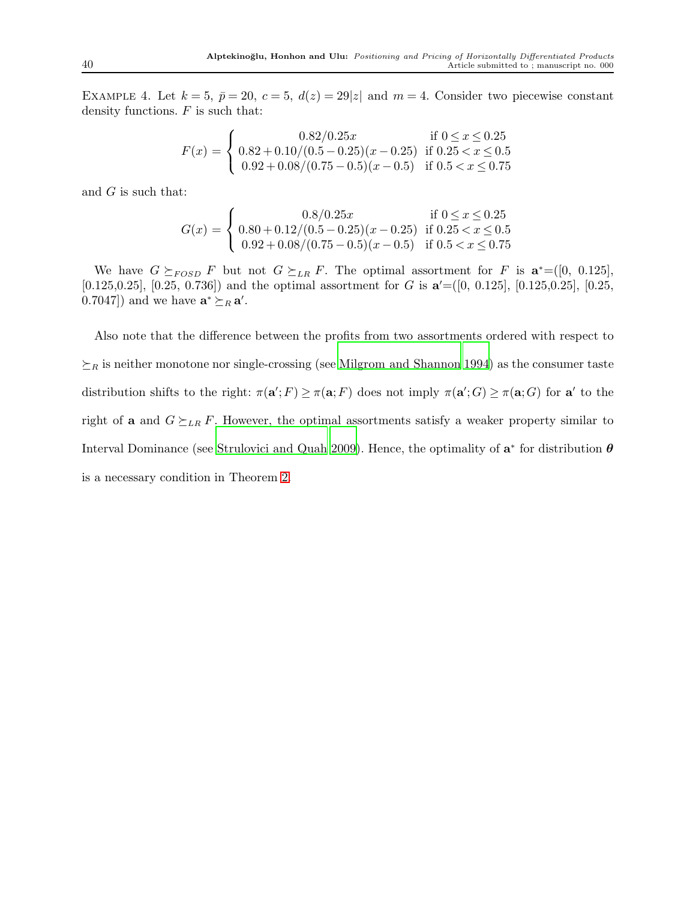Example 4. Let $k = 5$, $\bar{p} = 20$, $c = 5$, $d(z) = 29|z|$ and $m = 4$. Consider two piecewise constant density functions. $F$ is such that:

$$F(x) = \begin{cases} 0.82/0.25x & \text{if } 0 \leq x \leq 0.25 \\ 0.82 + 0.10/(0.5-0.25)(x-0.25) & \text{if } 0.25 < x \leq 0.5 \\ 0.92 + 0.08/(0.75-0.5)(x-0.5) & \text{if } 0.5 < x \leq 0.75 \end{cases}$$

and $G$ is such that:

$$G(x) = \begin{cases} 0.8/0.25x & \text{if } 0 \leq x \leq 0.25 \\ 0.80 + 0.12/(0.5-0.25)(x-0.25) & \text{if } 0.25 < x \leq 0.5 \\ 0.92 + 0.08/(0.75-0.5)(x-0.5) & \text{if } 0.5 < x \leq 0.75 \end{cases}$$

We have $G \succeq_{FOSD} F$ but not $G \succeq_{LR} F$. The optimal assortment for $F$ is $\mathbf{a}^*$=([0, 0.125], [0.125,0.25], [0.25, 0.736]) and the optimal assortment for $G$ is $\mathbf{a}'$=([0, 0.125], [0.125,0.25], [0.25, 0.7047]) and we have $\mathbf{a}^* \succeq_R \mathbf{a}'$.

Also note that the difference between the profits from two assortments ordered with respect to $\succeq_R$ is neither monotone nor single-crossing (see Milgrom and Shannon 1994) as the consumer taste distribution shifts to the right: $\pi(\mathbf{a}'; F) \geq \pi(\mathbf{a}; F)$ does not imply $\pi(\mathbf{a}'; G) \geq \pi(\mathbf{a}; G)$ for $\mathbf{a}'$ to the right of $\mathbf{a}$ and $G \succeq_{LR} F$. However, the optimal assortments satisfy a weaker property similar to Interval Dominance (see Strulovici and Quah 2009). Hence, the optimality of $\mathbf{a}^*$ for distribution $\boldsymbol{\theta}$ is a necessary condition in Theorem 2.